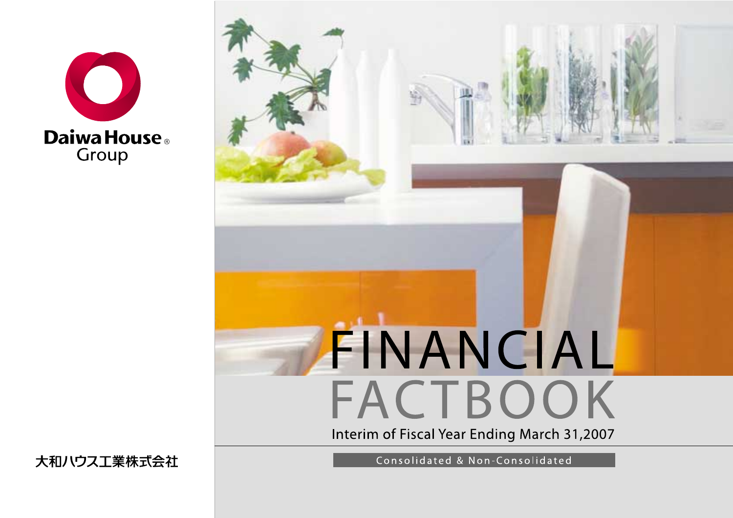Daiwa House®
Group

# FINANCIAL FACTBOOK

Interim of Fiscal Year Ending March 31,2007

Consolidated & Non-Consolidated

大和ハウス工業株式会社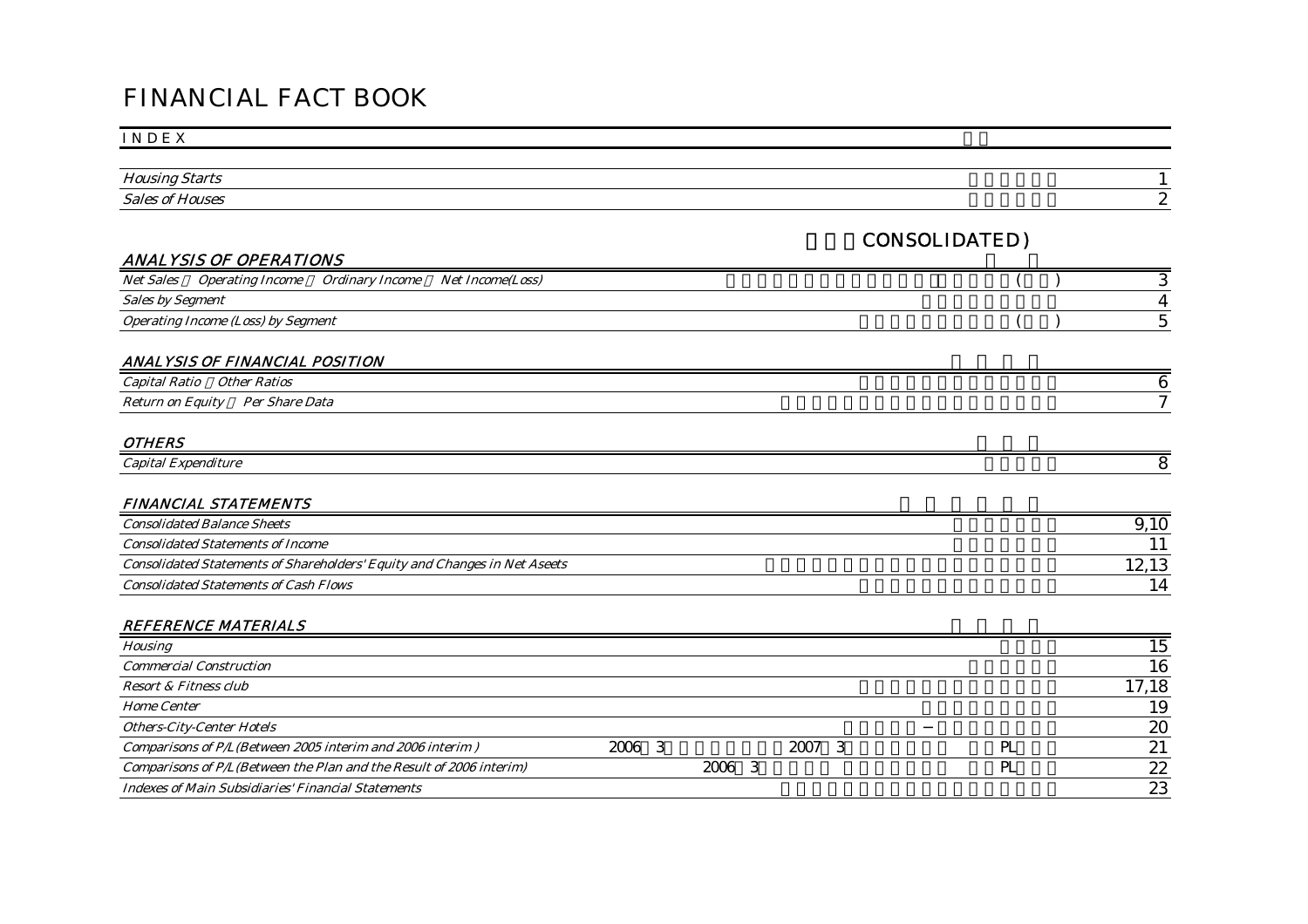# FINANCIAL FACT BOOK

## INDEX

| | |
|---|---|
| *Housing Starts* | 1 |
| *Sales of Houses* | 2 |

CONSOLIDATED)

### *ANALYSIS OF OPERATIONS*

| | | |
|---|---|---|
| *Net Sales Operating Income Ordinary Income Net Income(Loss)* | ( ) | 3 |
| *Sales by Segment* | | 4 |
| *Operating Income (Loss) by Segment* | ( ) | 5 |

### *ANALYSIS OF FINANCIAL POSITION*

| | |
|---|---|
| *Capital Ratio Other Ratios* | 6 |
| *Return on Equity Per Share Data* | 7 |

### *OTHERS*

| | |
|---|---|
| *Capital Expenditure* | 8 |

### *FINANCIAL STATEMENTS*

| | |
|---|---|
| *Consolidated Balance Sheets* | 9,10 |
| *Consolidated Statements of Income* | 11 |
| *Consolidated Statements of Shareholders' Equity and Changes in Net Aseets* | 12,13 |
| *Consolidated Statements of Cash Flows* | 14 |

### *REFERENCE MATERIALS*

| | | |
|---|---|---|
| *Housing* | | 15 |
| *Commercial Construction* | | 16 |
| *Resort & Fitness club* | | 17,18 |
| *Home Center* | | 19 |
| *Others-City-Center Hotels* | − | 20 |
| *Comparisons of P/L (Between 2005 interim and 2006 interim )* | 2006 3 2007 3 PL | 21 |
| *Comparisons of P/L (Between the Plan and the Result of 2006 interim)* | 2006 3 PL | 22 |
| *Indexes of Main Subsidiaries' Financial Statements* | | 23 |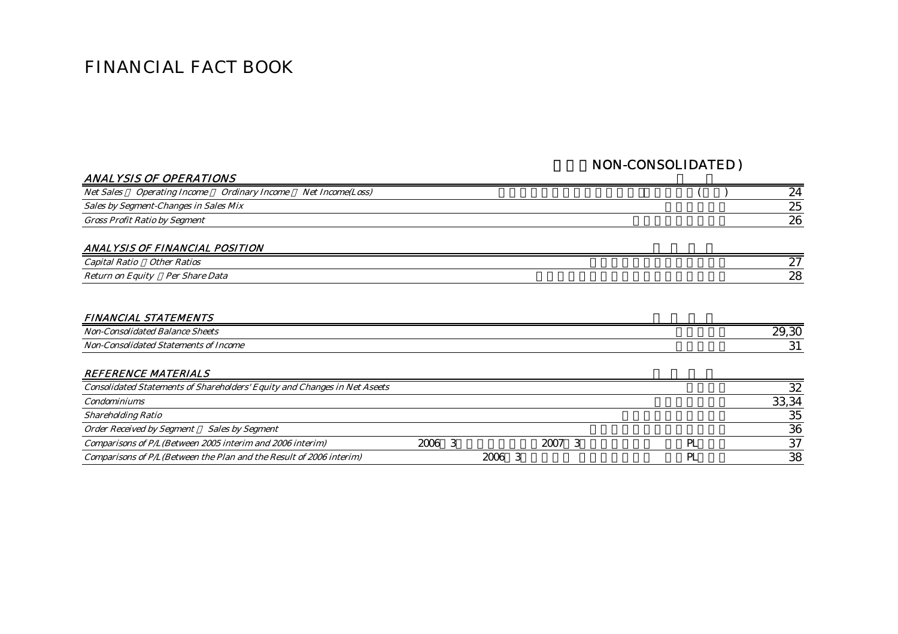# FINANCIAL FACT BOOK

NON-CONSOLIDATED )

| ANALYSIS OF OPERATIONS | | | |
|---|---|---|---|
| Net Sales Operating Income Ordinary Income Net Income(Loss) | | ( ) | 24 |
| Sales by Segment-Changes in Sales Mix | | | 25 |
| Gross Profit Ratio by Segment | | | 26 |

| ANALYSIS OF FINANCIAL POSITION | | |
|---|---|---|
| Capital Ratio Other Ratios | | 27 |
| Return on Equity Per Share Data | | 28 |

| FINANCIAL STATEMENTS | | |
|---|---|---|
| Non-Consolidated Balance Sheets | | 29,30 |
| Non-Consolidated Statements of Income | | 31 |

| REFERENCE MATERIALS | | | | |
|---|---|---|---|---|
| Consolidated Statements of Shareholders' Equity and Changes in Net Aseets | | | | 32 |
| Condominiums | | | | 33,34 |
| Shareholding Ratio | | | | 35 |
| Order Received by Segment Sales by Segment | | | | 36 |
| Comparisons of P/L(Between 2005 interim and 2006 interim) | 2006 3 | 2007 3 | PL | 37 |
| Comparisons of P/L(Between the Plan and the Result of 2006 interim) | 2006 3 | | PL | 38 |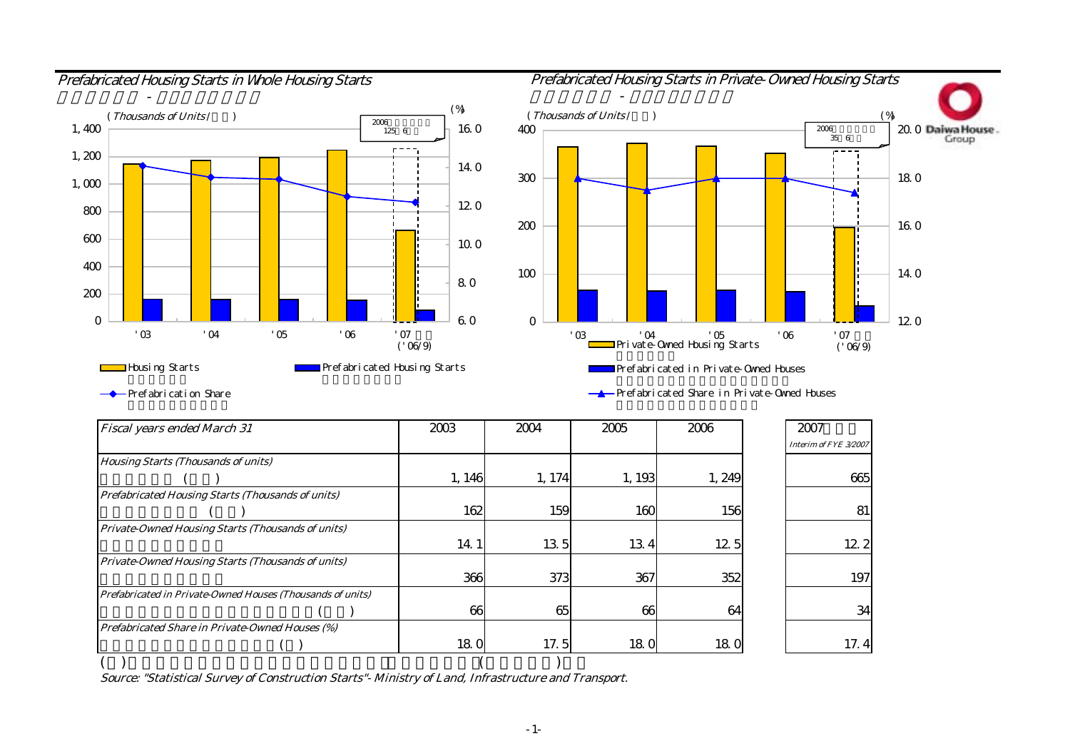## Prefabricated Housing Starts in Whole Housing Starts

## Prefabricated Housing Starts in Private-Owned Housing Starts

| Fiscal years ended March 31 | 2003 | 2004 | 2005 | 2006 | 2007 Interim of FYE 3/2007 |
|---|---|---|---|---|---|
| Housing Starts (Thousands of units) | 1,146 | 1,174 | 1,193 | 1,249 | 665 |
| Prefabricated Housing Starts (Thousands of units) | 162 | 159 | 160 | 156 | 81 |
| Private-Owned Housing Starts (Thousands of units) | 14.1 | 13.5 | 13.4 | 12.5 | 12.2 |
| Private-Owned Housing Starts (Thousands of units) | 366 | 373 | 367 | 352 | 197 |
| Prefabricated in Private-Owned Houses (Thousands of units) | 66 | 65 | 66 | 64 | 34 |
| Prefabricated Share in Private-Owned Houses (%) | 18.0 | 17.5 | 18.0 | 18.0 | 17.4 |

Source: "Statistical Survey of Construction Starts"- Ministry of Land, Infrastructure and Transport.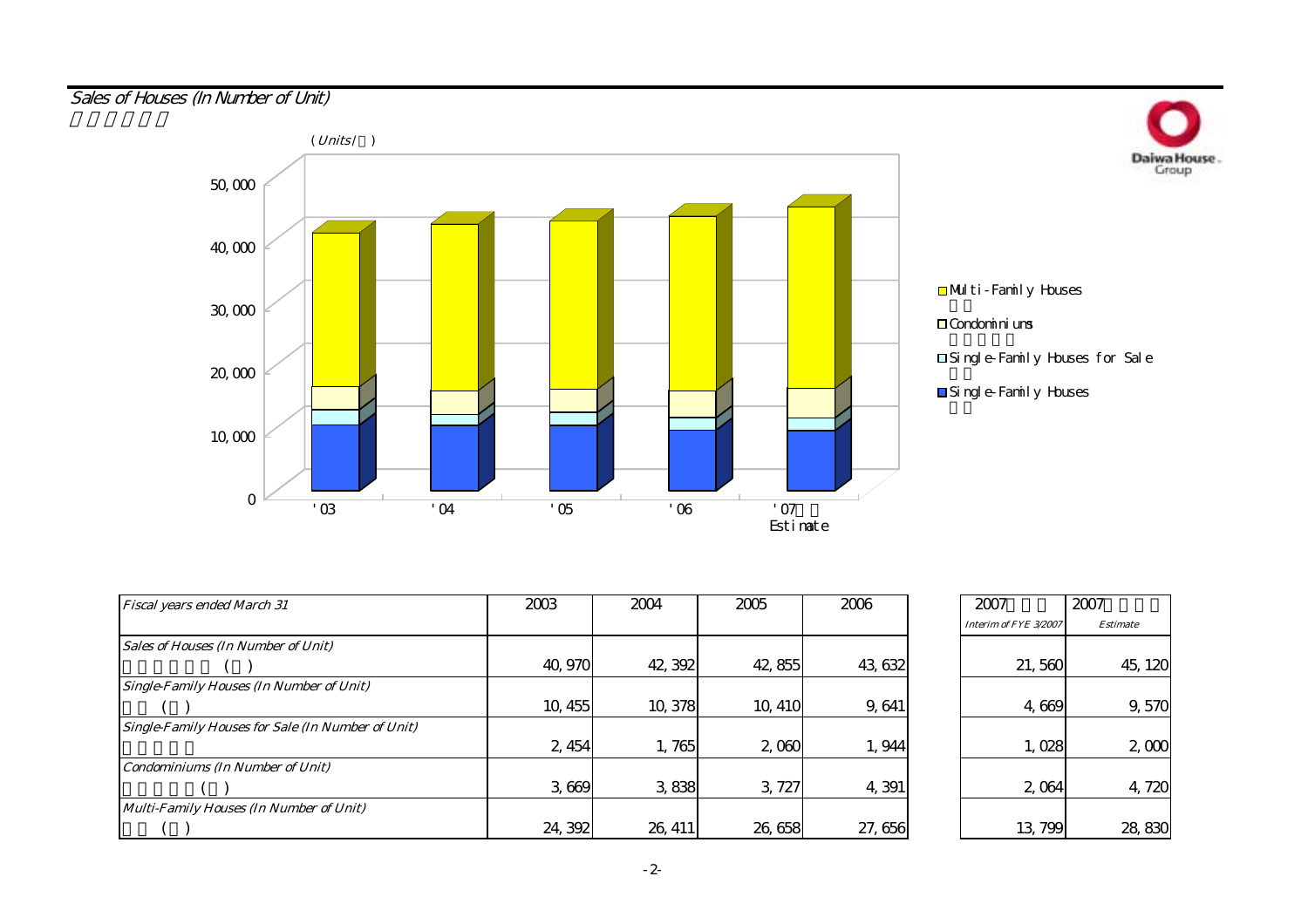## Sales of Houses (In Number of Unit)

| Fiscal years ended March 31 | 2003 | 2004 | 2005 | 2006 | 2007 Interim of FYE 3/2007 | 2007 Estimate |
|---|---|---|---|---|---|---|
| Sales of Houses (In Number of Unit) | 40,970 | 42,392 | 42,855 | 43,632 | 21,560 | 45,120 |
| Single-Family Houses (In Number of Unit) | 10,455 | 10,378 | 10,410 | 9,641 | 4,669 | 9,570 |
| Single-Family Houses for Sale (In Number of Unit) | 2,454 | 1,765 | 2,060 | 1,944 | 1,028 | 2,000 |
| Condominiums (In Number of Unit) | 3,669 | 3,838 | 3,727 | 4,391 | 2,064 | 4,720 |
| Multi-Family Houses (In Number of Unit) | 24,392 | 26,411 | 26,658 | 27,656 | 13,799 | 28,830 |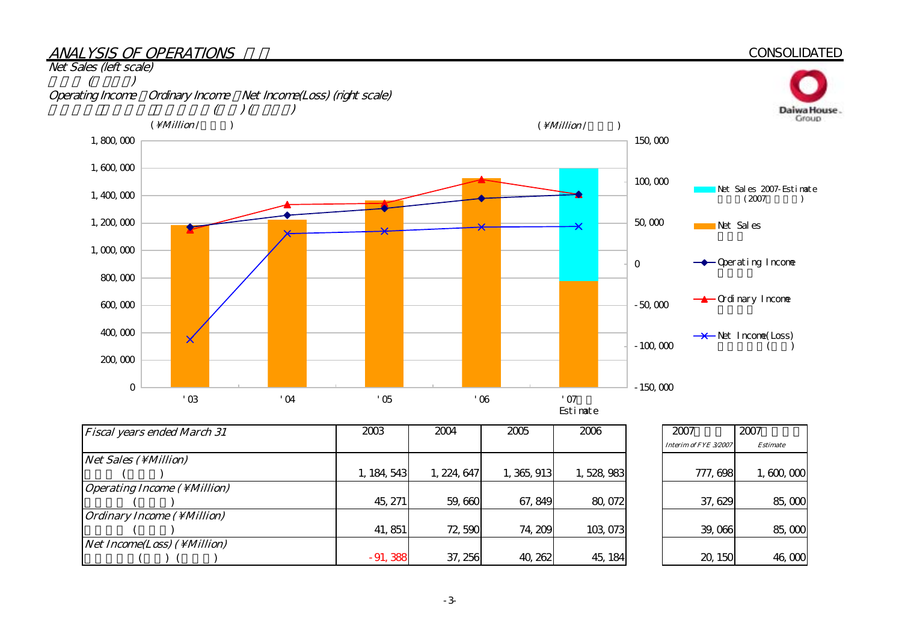## ANALYSIS OF OPERATIONS

CONSOLIDATED

Net Sales (left scale)

Operating Income / Ordinary Income / Net Income(Loss) (right scale)

(¥Million)　　　　(¥Million)

| Fiscal years ended March 31 | 2003 | 2004 | 2005 | 2006 | 2007 Interim of FYE 3/2007 | 2007 Estimate |
|---|---|---|---|---|---|---|
| Net Sales (¥Million) | 1,184,543 | 1,224,647 | 1,365,913 | 1,528,983 | 777,698 | 1,600,000 |
| Operating Income (¥Million) | 45,271 | 59,660 | 67,849 | 80,072 | 37,629 | 85,000 |
| Ordinary Income (¥Million) | 41,851 | 72,590 | 74,209 | 103,073 | 39,066 | 85,000 |
| Net Income(Loss) (¥Million) | -91,388 | 37,256 | 40,262 | 45,184 | 20,150 | 46,000 |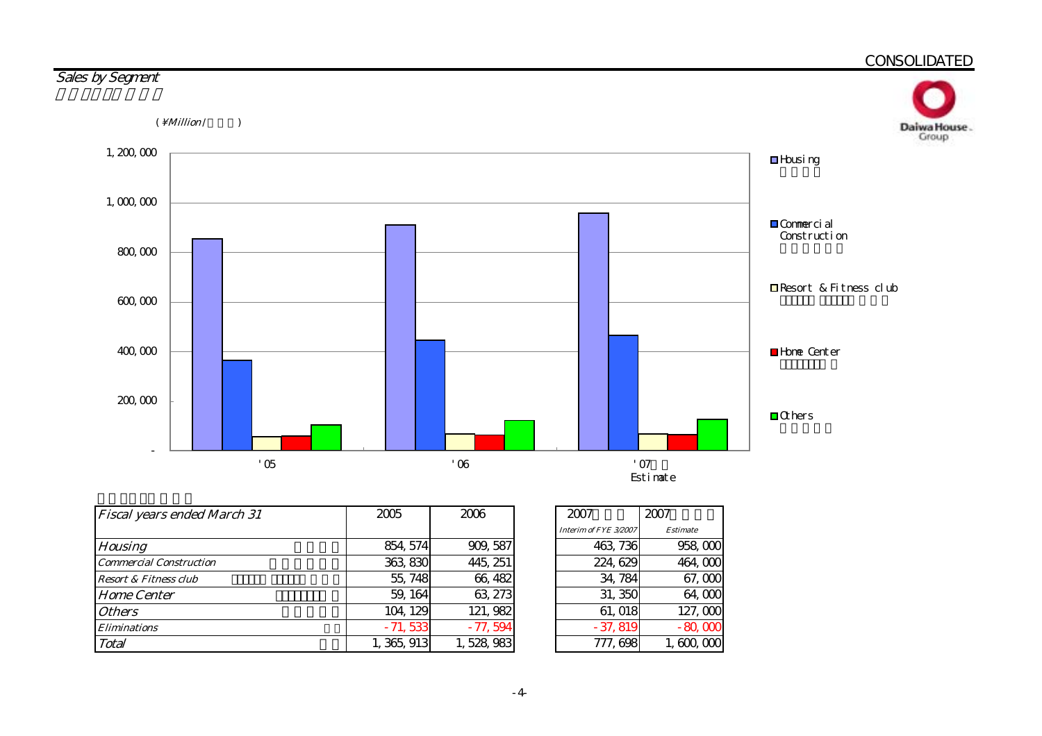CONSOLIDATED

## *Sales by Segment*

(¥Million/ )

| *Fiscal years ended March 31* | | 2005 | 2006 | 2007 *Interim of FYE 3/2007* | 2007 *Estimate* |
|---|---|---|---|---|---|
| *Housing* | | 854,574 | 909,587 | 463,736 | 958,000 |
| *Commercial Construction* | | 363,830 | 445,251 | 224,629 | 464,000 |
| *Resort & Fitness club* | | 55,748 | 66,482 | 34,784 | 67,000 |
| *Home Center* | | 59,164 | 63,273 | 31,350 | 64,000 |
| *Others* | | 104,129 | 121,982 | 61,018 | 127,000 |
| *Eliminations* | | -71,533 | -77,594 | -37,819 | -80,000 |
| *Total* | | 1,365,913 | 1,528,983 | 777,698 | 1,600,000 |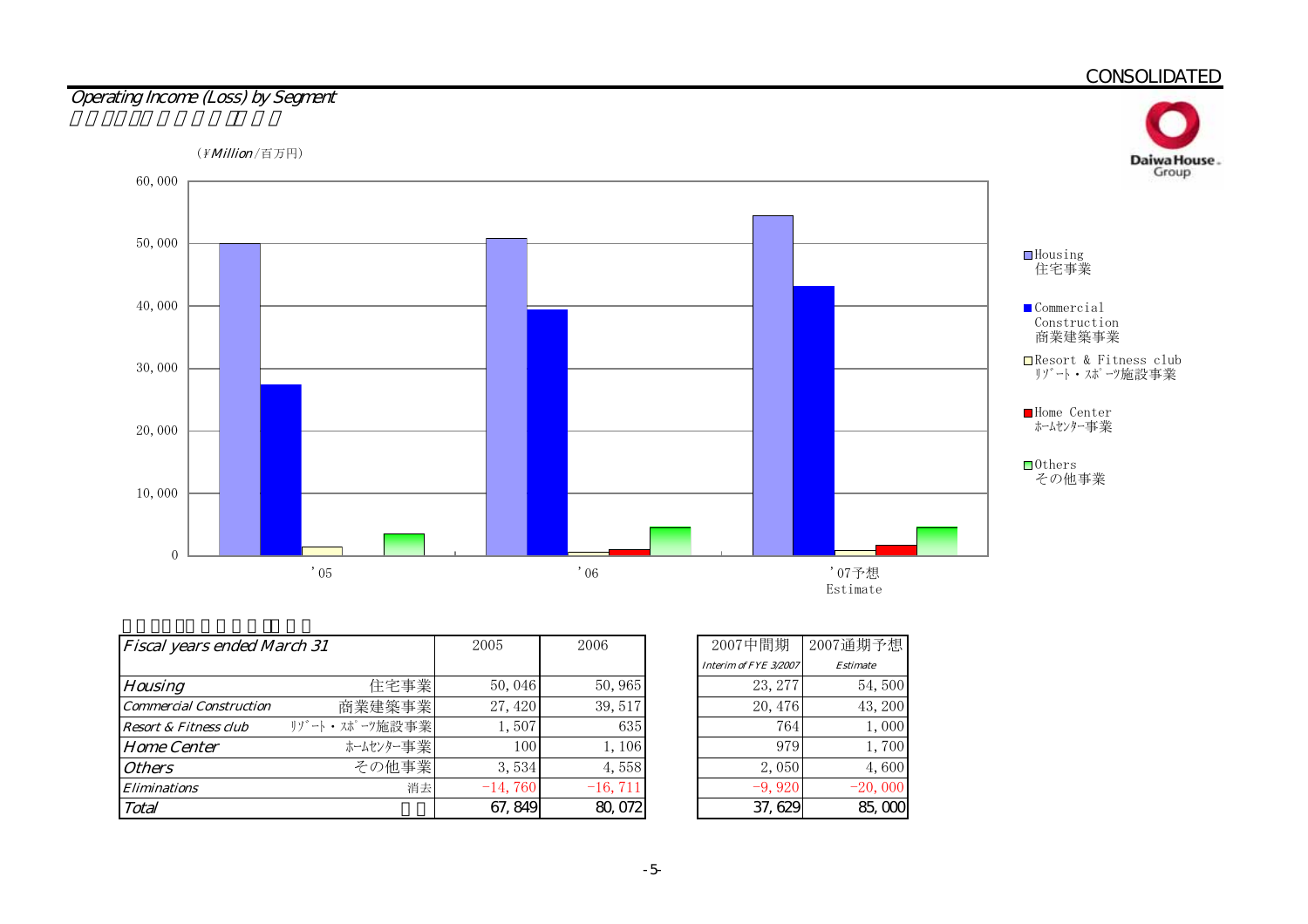CONSOLIDATED

## Operating Income (Loss) by Segment

(¥Million/百万円)

| Fiscal years ended March 31 | | 2005 | 2006 | 2007中間期 Interim of FYE 3/2007 | 2007通期予想 Estimate |
|---|---|---|---|---|---|
| Housing | 住宅事業 | 50,046 | 50,965 | 23,277 | 54,500 |
| Commercial Construction | 商業建築事業 | 27,420 | 39,517 | 20,476 | 43,200 |
| Resort & Fitness club | ﾘｿﾞｰﾄ・ｽﾎﾟｰﾂ施設事業 | 1,507 | 635 | 764 | 1,000 |
| Home Center | ﾎｰﾑｾﾝﾀｰ事業 | 100 | 1,106 | 979 | 1,700 |
| Others | その他事業 | 3,534 | 4,558 | 2,050 | 4,600 |
| Eliminations | 消去 | -14,760 | -16,711 | -9,920 | -20,000 |
| Total | | 67,849 | 80,072 | 37,629 | 85,000 |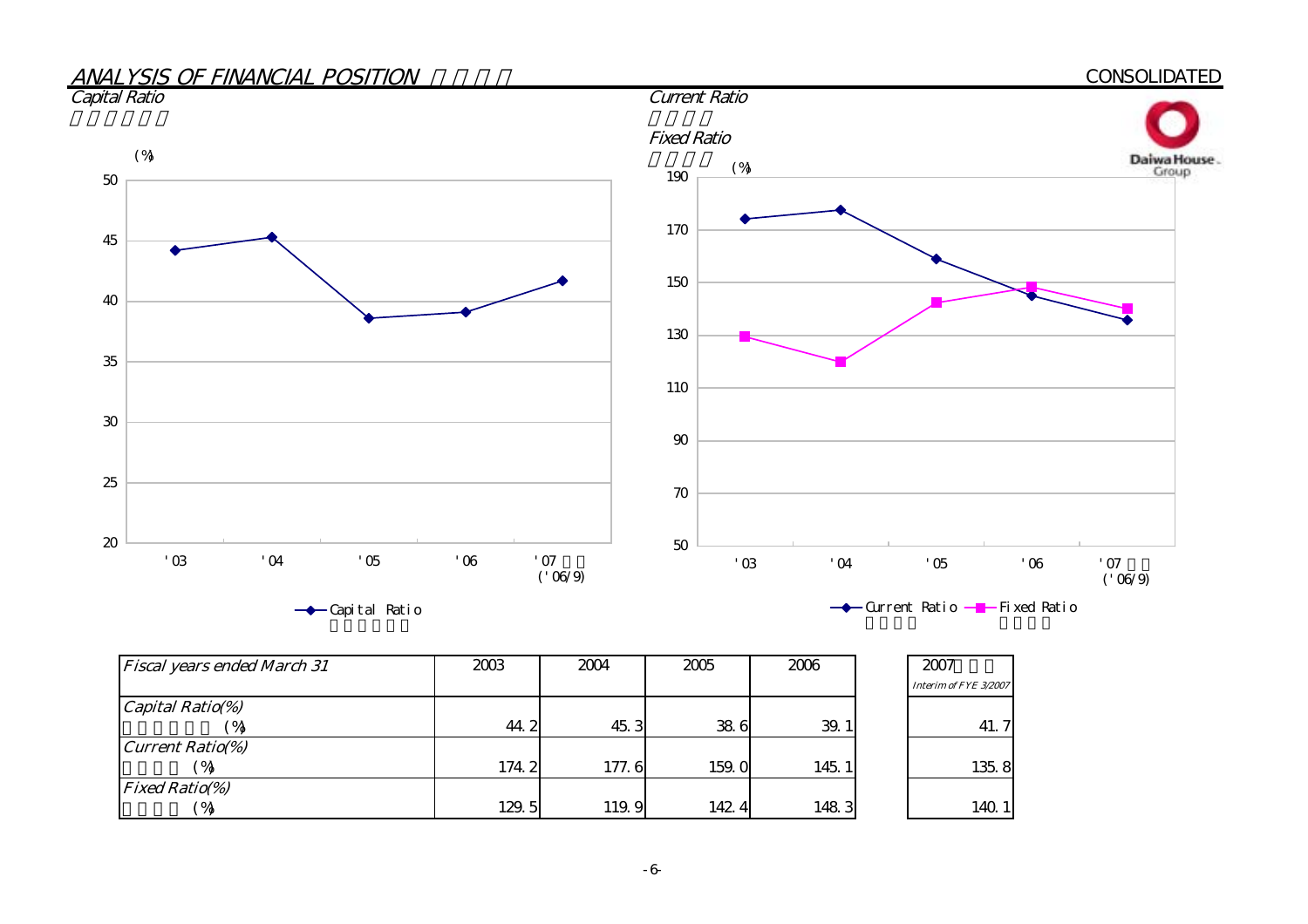## ANALYSIS OF FINANCIAL POSITION

CONSOLIDATED

### Capital Ratio

### Current Ratio

### Fixed Ratio

| Fiscal years ended March 31 | 2003 | 2004 | 2005 | 2006 | 2007 Interim of FYE 3/2007 |
|---|---|---|---|---|---|
| Capital Ratio(%) (%) | 44.2 | 45.3 | 38.6 | 39.1 | 41.7 |
| Current Ratio(%) (%) | 174.2 | 177.6 | 159.0 | 145.1 | 135.8 |
| Fixed Ratio(%) (%) | 129.5 | 119.9 | 142.4 | 148.3 | 140.1 |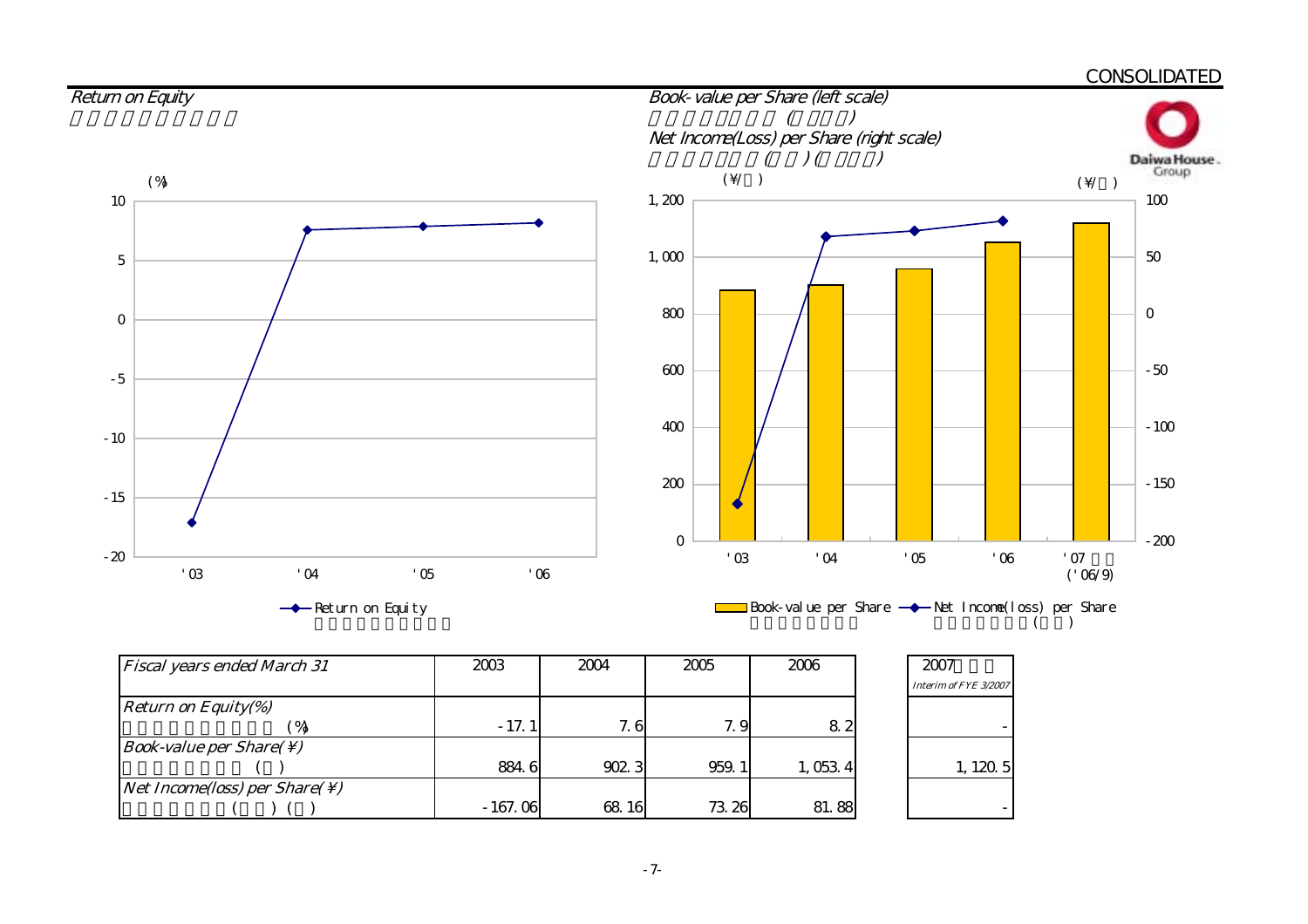CONSOLIDATED

## Return on Equity

## Book-value per Share (left scale)

## Net Income(Loss) per Share (right scale)

| *Fiscal years ended March 31* | 2003 | 2004 | 2005 | 2006 | 2007 *Interim of FYE 3/2007* |
|---|---|---|---|---|---|
| *Return on Equity(%)* | -17.1 | 7.6 | 7.9 | 8.2 | - |
| *Book-value per Share(¥)* | 884.6 | 902.3 | 959.1 | 1,053.4 | 1,120.5 |
| *Net Income(loss) per Share(¥)* | -167.06 | 68.16 | 73.26 | 81.88 | - |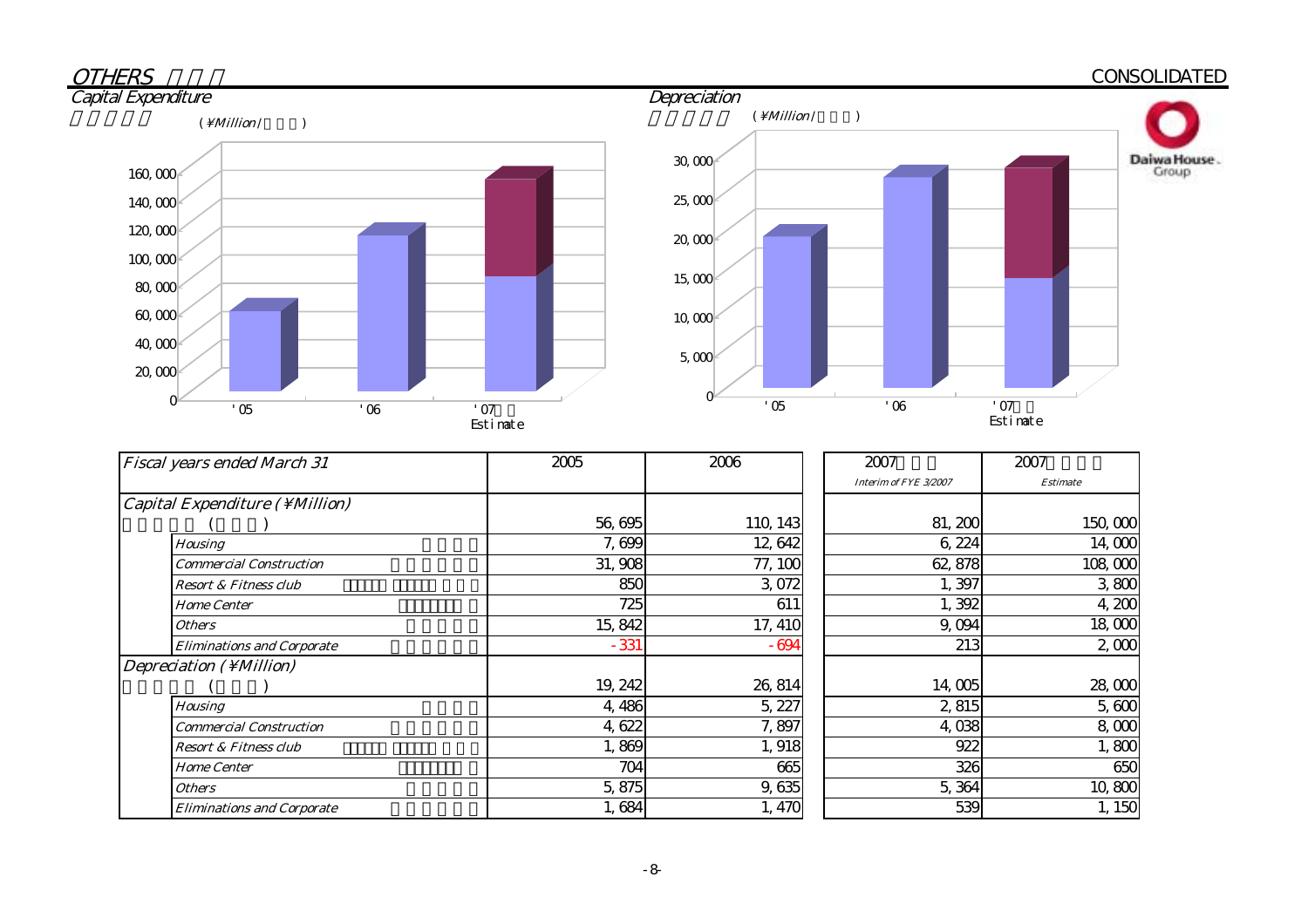## OTHERS

CONSOLIDATED

### Capital Expenditure

(¥Million/ )

160,000
140,000
120,000
100,000
80,000
60,000
40,000
20,000
0

'05 '06 '07 Estimate

### Depreciation

(¥Million/ )

30,000
25,000
20,000
15,000
10,000
5,000
0

'05 '06 '07 Estimate

| Fiscal years ended March 31 | 2005 | 2006 | 2007 Interim of FYE 3/2007 | 2007 Estimate |
|---|---|---|---|---|
| Capital Expenditure (¥Million) | | | | |
| ( ) | 56,695 | 110,143 | 81,200 | 150,000 |
| Housing | 7,699 | 12,642 | 6,224 | 14,000 |
| Commercial Construction | 31,908 | 77,100 | 62,878 | 108,000 |
| Resort & Fitness club | 850 | 3,072 | 1,397 | 3,800 |
| Home Center | 725 | 611 | 1,392 | 4,200 |
| Others | 15,842 | 17,410 | 9,094 | 18,000 |
| Eliminations and Corporate | -331 | -694 | 213 | 2,000 |
| Depreciation (¥Million) | | | | |
| ( ) | 19,242 | 26,814 | 14,005 | 28,000 |
| Housing | 4,486 | 5,227 | 2,815 | 5,600 |
| Commercial Construction | 4,622 | 7,897 | 4,038 | 8,000 |
| Resort & Fitness club | 1,869 | 1,918 | 922 | 1,800 |
| Home Center | 704 | 665 | 326 | 650 |
| Others | 5,875 | 9,635 | 5,364 | 10,800 |
| Eliminations and Corporate | 1,684 | 1,470 | 539 | 1,150 |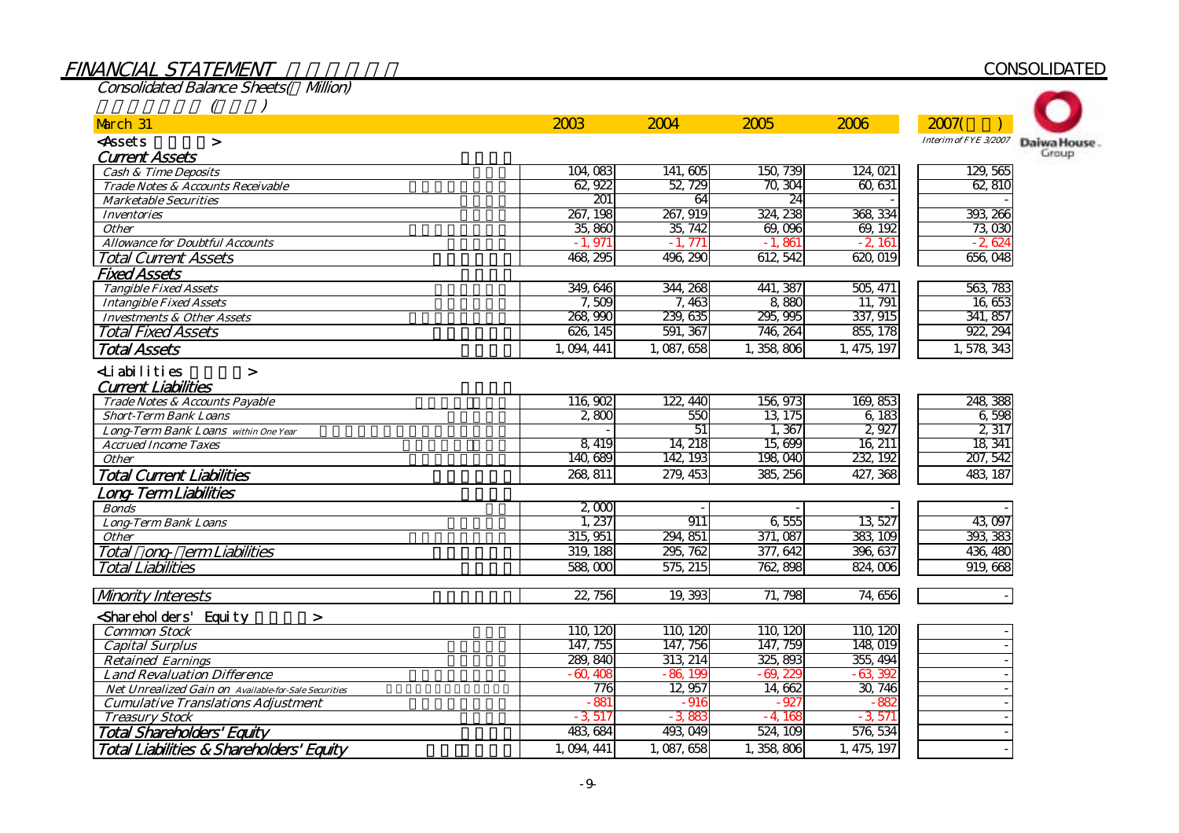# FINANCIAL STATEMENT

CONSOLIDATED

## Consolidated Balance Sheets(¥ Million)

| March 31 | 2003 | 2004 | 2005 | 2006 | 2007( ) Interim of FYE 3/2007 |
|---|---|---|---|---|---|
| **<Assets >** | | | | | |
| ***Current Assets*** | | | | | |
| Cash & Time Deposits | 104, 083 | 141, 605 | 150, 739 | 124, 021 | 129, 565 |
| Trade Notes & Accounts Receivable | 62, 922 | 52, 729 | 70, 304 | 60, 631 | 62, 810 |
| Marketable Securities | 201 | 64 | 24 | - | - |
| Inventories | 267, 198 | 267, 919 | 324, 238 | 368, 334 | 393, 266 |
| Other | 35, 860 | 35, 742 | 69, 096 | 69, 192 | 73, 030 |
| Allowance for Doubtful Accounts | -1, 971 | -1, 771 | -1, 861 | -2, 161 | -2, 624 |
| Total Current Assets | 468, 295 | 496, 290 | 612, 542 | 620, 019 | 656, 048 |
| ***Fixed Assets*** | | | | | |
| Tangible Fixed Assets | 349, 646 | 344, 268 | 441, 387 | 505, 471 | 563, 783 |
| Intangible Fixed Assets | 7, 509 | 7, 463 | 8, 880 | 11, 791 | 16, 653 |
| Investments & Other Assets | 268, 990 | 239, 635 | 295, 995 | 337, 915 | 341, 857 |
| Total Fixed Assets | 626, 145 | 591, 367 | 746, 264 | 855, 178 | 922, 294 |
| **Total Assets** | 1, 094, 441 | 1, 087, 658 | 1, 358, 806 | 1, 475, 197 | 1, 578, 343 |
| **<Liabilities >** | | | | | |
| ***Current Liabilities*** | | | | | |
| Trade Notes & Accounts Payable | 116, 902 | 122, 440 | 156, 973 | 169, 853 | 248, 388 |
| Short-Term Bank Loans | 2, 800 | 550 | 13, 175 | 6, 183 | 6, 598 |
| Long-Term Bank Loans within One Year | - | 51 | 1, 367 | 2, 927 | 2, 317 |
| Accrued Income Taxes | 8, 419 | 14, 218 | 15, 699 | 16, 211 | 18, 341 |
| Other | 140, 689 | 142, 193 | 198, 040 | 232, 192 | 207, 542 |
| Total Current Liabilities | 268, 811 | 279, 453 | 385, 256 | 427, 368 | 483, 187 |
| ***Long-Term Liabilities*** | | | | | |
| Bonds | 2, 000 | - | - | - | - |
| Long-Term Bank Loans | 1, 237 | 911 | 6, 555 | 13, 527 | 43, 097 |
| Other | 315, 951 | 294, 851 | 371, 087 | 383, 109 | 393, 383 |
| Total Long-Term Liabilities | 319, 188 | 295, 762 | 377, 642 | 396, 637 | 436, 480 |
| Total Liabilities | 588, 000 | 575, 215 | 762, 898 | 824, 006 | 919, 668 |
| Minority Interests | 22, 756 | 19, 393 | 71, 798 | 74, 656 | - |
| **<Shareholders' Equity >** | | | | | |
| Common Stock | 110, 120 | 110, 120 | 110, 120 | 110, 120 | - |
| Capital Surplus | 147, 755 | 147, 756 | 147, 759 | 148, 019 | - |
| Retained Earnings | 289, 840 | 313, 214 | 325, 893 | 355, 494 | - |
| Land Revaluation Difference | -60, 408 | -86, 199 | -69, 229 | -63, 392 | - |
| Net Unrealized Gain on Available-for-Sale Securities | 776 | 12, 957 | 14, 662 | 30, 746 | - |
| Cumulative Translations Adjustment | -881 | -916 | -927 | -882 | - |
| Treasury Stock | -3, 517 | -3, 883 | -4, 168 | -3, 571 | - |
| Total Shareholders' Equity | 483, 684 | 493, 049 | 524, 109 | 576, 534 | - |
| Total Liabilities & Shareholders' Equity | 1, 094, 441 | 1, 087, 658 | 1, 358, 806 | 1, 475, 197 | - |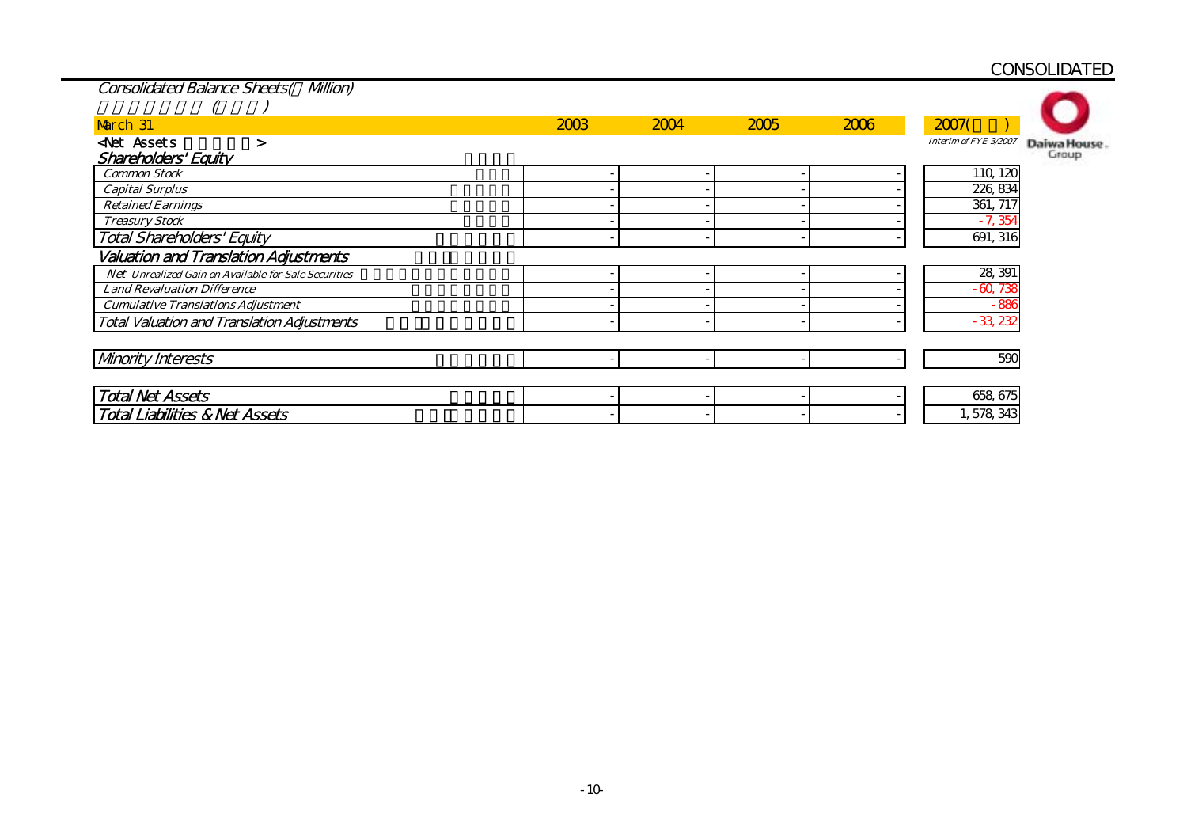CONSOLIDATED

## Consolidated Balance Sheets( Million)

| March 31 | 2003 | 2004 | 2005 | 2006 | 2007( ) Interim of FYE 3/2007 |
|---|---|---|---|---|---|
| <Net Assets > | | | | | |
| ***Shareholders' Equity*** | | | | | |
| *Common Stock* | - | - | - | - | 110, 120 |
| *Capital Surplus* | - | - | - | - | 226, 834 |
| *Retained Earnings* | - | - | - | - | 361, 717 |
| *Treasury Stock* | - | - | - | - | -7, 354 |
| *Total Shareholders' Equity* | - | - | - | - | 691, 316 |
| ***Valuation and Translation Adjustments*** | | | | | |
| *Net Unrealized Gain on Available-for-Sale Securities* | - | - | - | - | 28, 391 |
| *Land Revaluation Difference* | - | - | - | - | -60, 738 |
| *Cumulative Translations Adjustment* | - | - | - | - | -886 |
| *Total Valuation and Translation Adjustments* | - | - | - | - | -33, 232 |
| *Minority Interests* | - | - | - | - | 590 |
| *Total Net Assets* | - | - | - | - | 658, 675 |
| *Total Liabilities & Net Assets* | - | - | - | - | 1, 578, 343 |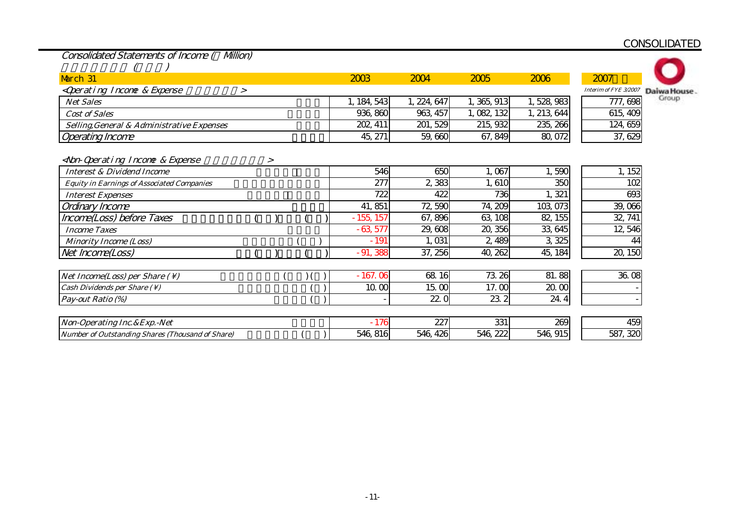CONSOLIDATED

## Consolidated Statements of Income ( Million)

( )

| March 31 | | 2003 | 2004 | 2005 | 2006 | 2007 Interim of FYE 3/2007 |
|---|---|---|---|---|---|---|
| <Operating Income & Expense > | | | | | | |
| Net Sales | | 1,184,543 | 1,224,647 | 1,365,913 | 1,528,983 | 777,698 |
| Cost of Sales | | 936,860 | 963,457 | 1,082,132 | 1,213,644 | 615,409 |
| Selling,General & Administrative Expenses | | 202,411 | 201,529 | 215,932 | 235,266 | 124,659 |
| Operating Income | | 45,271 | 59,660 | 67,849 | 80,072 | 37,629 |
| <Non-Operating Income & Expense > | | | | | | |
| Interest & Dividend Income | | 546 | 650 | 1,067 | 1,590 | 1,152 |
| Equity in Earnings of Associated Companies | | 277 | 2,383 | 1,610 | 350 | 102 |
| Interest Expenses | | 722 | 422 | 736 | 1,321 | 693 |
| Ordinary Income | | 41,851 | 72,590 | 74,209 | 103,073 | 39,066 |
| Income(Loss) before Taxes | ( ) ( ) | -155,157 | 67,896 | 63,108 | 82,155 | 32,741 |
| Income Taxes | | -63,577 | 29,608 | 20,356 | 33,645 | 12,546 |
| Minority Income (Loss) | ( ) | -191 | 1,031 | 2,489 | 3,325 | 44 |
| Net Income(Loss) | ( ) ( ) | -91,388 | 37,256 | 40,262 | 45,184 | 20,150 |
| Net Income(Loss) per Share (¥) | ( ) ( ) | -167.06 | 68.16 | 73.26 | 81.88 | 36.08 |
| Cash Dividends per Share (¥) | ( ) | 10.00 | 15.00 | 17.00 | 20.00 | - |
| Pay-out Ratio (%) | ( ) | - | 22.0 | 23.2 | 24.4 | - |
| Non-Operating Inc.&Exp.-Net | | -176 | 227 | 331 | 269 | 459 |
| Number of Outstanding Shares (Thousand of Share) | ( ) | 546,816 | 546,426 | 546,222 | 546,915 | 587,320 |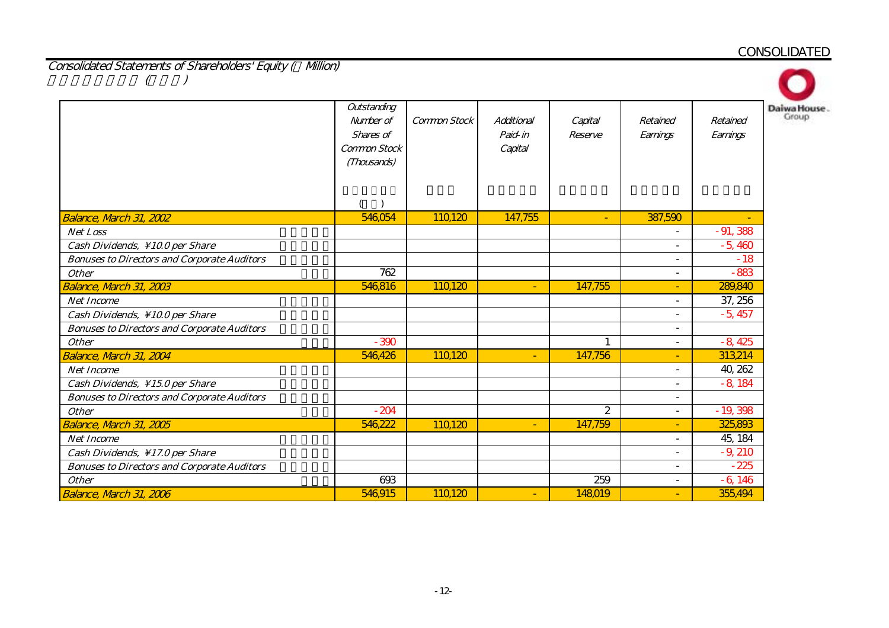CONSOLIDATED

## Consolidated Statements of Shareholders' Equity (¥ Million)

| | Outstanding Number of Shares of Common Stock (Thousands) | Common Stock | Additional Paid-in Capital | Capital Reserve | Retained Earnings | Retained Earnings |
|---|---|---|---|---|---|---|
| Balance, March 31, 2002 | 546,054 | 110,120 | 147,755 | - | 387,590 | - |
| Net Loss | | | | | - | -91,388 |
| Cash Dividends, ¥10.0 per Share | | | | | - | -5,460 |
| Bonuses to Directors and Corporate Auditors | | | | | - | -18 |
| Other | 762 | | | | - | -883 |
| Balance, March 31, 2003 | 546,816 | 110,120 | - | 147,755 | - | 289,840 |
| Net Income | | | | | - | 37,256 |
| Cash Dividends, ¥10.0 per Share | | | | | - | -5,457 |
| Bonuses to Directors and Corporate Auditors | | | | | - | |
| Other | -390 | | | 1 | - | -8,425 |
| Balance, March 31, 2004 | 546,426 | 110,120 | - | 147,756 | - | 313,214 |
| Net Income | | | | | - | 40,262 |
| Cash Dividends, ¥15.0 per Share | | | | | - | -8,184 |
| Bonuses to Directors and Corporate Auditors | | | | | - | |
| Other | -204 | | | 2 | - | -19,398 |
| Balance, March 31, 2005 | 546,222 | 110,120 | - | 147,759 | - | 325,893 |
| Net Income | | | | | - | 45,184 |
| Cash Dividends, ¥17.0 per Share | | | | | - | -9,210 |
| Bonuses to Directors and Corporate Auditors | | | | | - | -225 |
| Other | 693 | | | 259 | - | -6,146 |
| Balance, March 31, 2006 | 546,915 | 110,120 | - | 148,019 | - | 355,494 |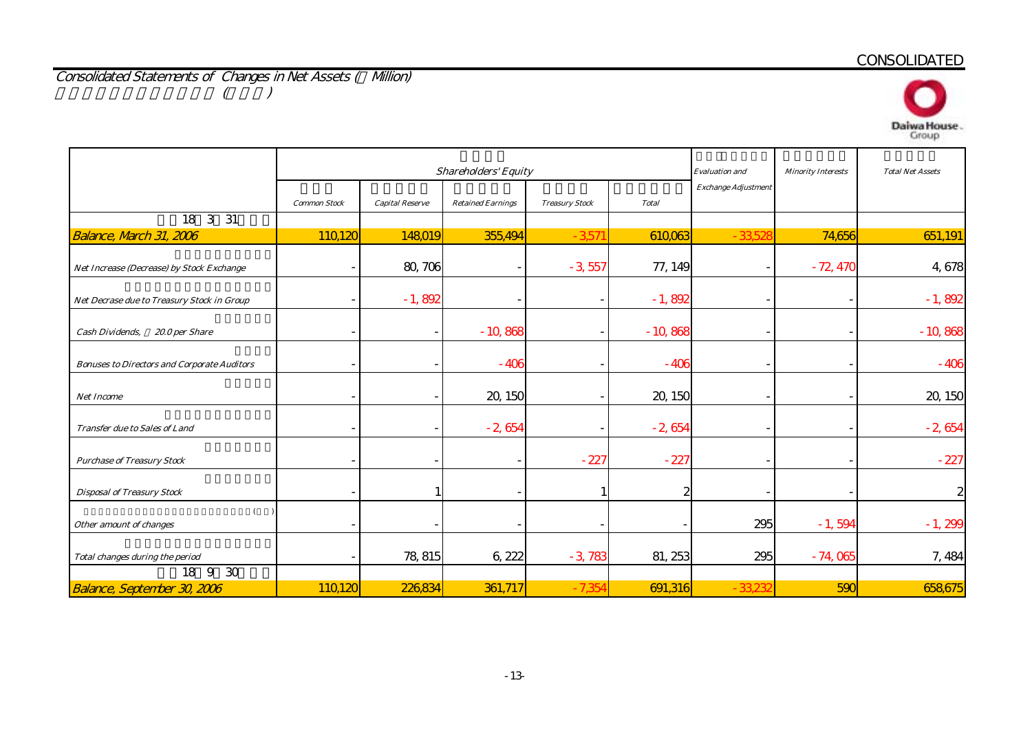CONSOLIDATED

## Consolidated Statements of Changes in Net Assets (  Million)

|  | Shareholders' Equity | | | | | Evaluation and Exchange Adjustment | Minority Interests | Total Net Assets |
|---|---|---|---|---|---|---|---|---|
|  | Common Stock | Capital Reserve | Retained Earnings | Treasury Stock | Total |  |  |  |
| 18 3 31 Balance, March 31, 2006 | 110,120 | 148,019 | 355,494 | -3,571 | 610,063 | -33,528 | 74,656 | 651,191 |
| Net Increase (Decrease) by Stock Exchange | - | 80,706 | - | -3,557 | 77,149 | - | -72,470 | 4,678 |
| Net Decrase due to Treasury Stock in Group | - | -1,892 | - | - | -1,892 | - | - | -1,892 |
| Cash Dividends,  20.0 per Share | - | - | -10,868 | - | -10,868 | - | - | -10,868 |
| Bonuses to Directors and Corporate Auditors | - | - | -406 | - | -406 | - | - | -406 |
| Net Income | - | - | 20,150 | - | 20,150 | - | - | 20,150 |
| Transfer due to Sales of Land | - | - | -2,654 | - | -2,654 | - | - | -2,654 |
| Purchase of Treasury Stock | - | - | - | -227 | -227 | - | - | -227 |
| Disposal of Treasury Stock | - | 1 | - | 1 | 2 | - | - | 2 |
| Other amount of changes | - | - | - | - | - | 295 | -1,594 | -1,299 |
| Total changes during the period | - | 78,815 | 6,222 | -3,783 | 81,253 | 295 | -74,065 | 7,484 |
| 18 9 30 Balance, September 30, 2006 | 110,120 | 226,834 | 361,717 | -7,354 | 691,316 | -33,232 | 590 | 658,675 |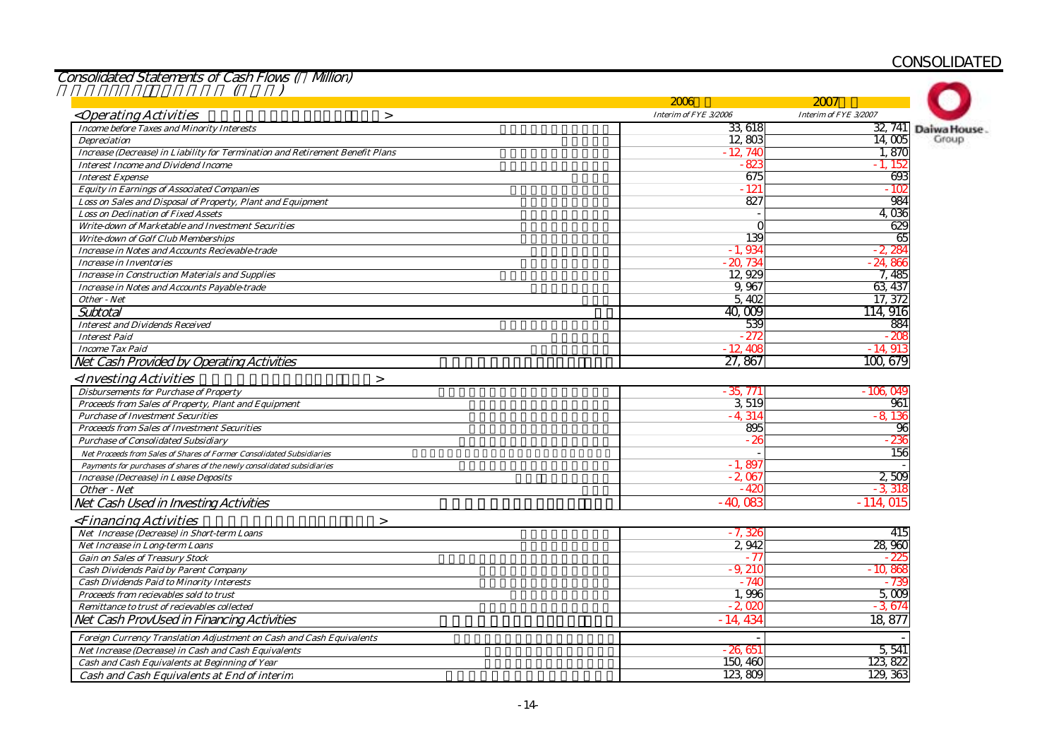CONSOLIDATED

## Consolidated Statements of Cash Flows ( Million)

| | 2006 | 2007 |
|---|---|---|
| *<Operating Activities >* | *Interim of FYE 3/2006* | *Interim of FYE 3/2007* |
| *Income before Taxes and Minority Interests* | 33,618 | 32,741 |
| *Depreciation* | 12,803 | 14,005 |
| *Increase (Decrease) in Liability for Termination and Retirement Benefit Plans* | -12,740 | 1,870 |
| *Interest Income and Dividend Income* | -823 | -1,152 |
| *Interest Expense* | 675 | 693 |
| *Equity in Earnings of Associated Companies* | -121 | -102 |
| *Loss on Sales and Disposal of Property, Plant and Equipment* | 827 | 984 |
| *Loss on Declination of Fixed Assets* | - | 4,036 |
| *Write-down of Marketable and Investment Securities* | 0 | 629 |
| *Write-down of Golf Club Memberships* | 139 | 65 |
| *Increase in Notes and Accounts Recievable-trade* | -1,934 | -2,284 |
| *Increase in Inventories* | -20,734 | -24,866 |
| *Increase in Construction Materials and Supplies* | 12,929 | 7,485 |
| *Increase in Notes and Accounts Payable-trade* | 9,967 | 63,437 |
| *Other - Net* | 5,402 | 17,372 |
| *Subtotal* | 40,009 | 114,916 |
| *Interest and Dividends Received* | 539 | 884 |
| *Interest Paid* | -272 | -208 |
| *Income Tax Paid* | -12,408 | -14,913 |
| *Net Cash Provided by Operating Activities* | 27,867 | 100,679 |
| *<Investing Activities >* | | |
| *Disbursements for Purchase of Property* | -35,771 | -106,049 |
| *Proceeds from Sales of Property, Plant and Equipment* | 3,519 | 961 |
| *Purchase of Investment Securities* | -4,314 | -8,136 |
| *Proceeds from Sales of Investment Securities* | 895 | 96 |
| *Purchase of Consolidated Subsidiary* | -26 | -236 |
| *Net Proceeds from Sales of Shares of Former Consolidated Subsidiaries* | - | 156 |
| *Payments for purchases of shares of the newly consolidated subsidiaries* | -1,897 | - |
| *Increase (Decrease) in Lease Deposits* | -2,067 | 2,509 |
| *Other - Net* | -420 | -3,318 |
| *Net Cash Used in Investing Activities* | -40,083 | -114,015 |
| *<Financing Activities >* | | |
| *Net Increase (Decrease) in Short-term Loans* | -7,326 | 415 |
| *Net Increase in Long-term Loans* | 2,942 | 28,960 |
| *Gain on Sales of Treasury Stock* | -77 | -225 |
| *Cash Dividends Paid by Parent Company* | -9,210 | -10,868 |
| *Cash Dividends Paid to Minority Interests* | -740 | -739 |
| *Proceeds from recievables sold to trust* | 1,996 | 5,009 |
| *Remittance to trust of recievables collected* | -2,020 | -3,674 |
| *Net Cash ProvUsed in Financing Activities* | -14,434 | 18,877 |
| *Foreign Currency Translation Adjustment on Cash and Cash Equivalents* | - | - |
| *Net Increase (Decrease) in Cash and Cash Equivalents* | -26,651 | 5,541 |
| *Cash and Cash Equivalents at Beginning of Year* | 150,460 | 123,822 |
| *Cash and Cash Equivalents at End of interim* | 123,809 | 129,363 |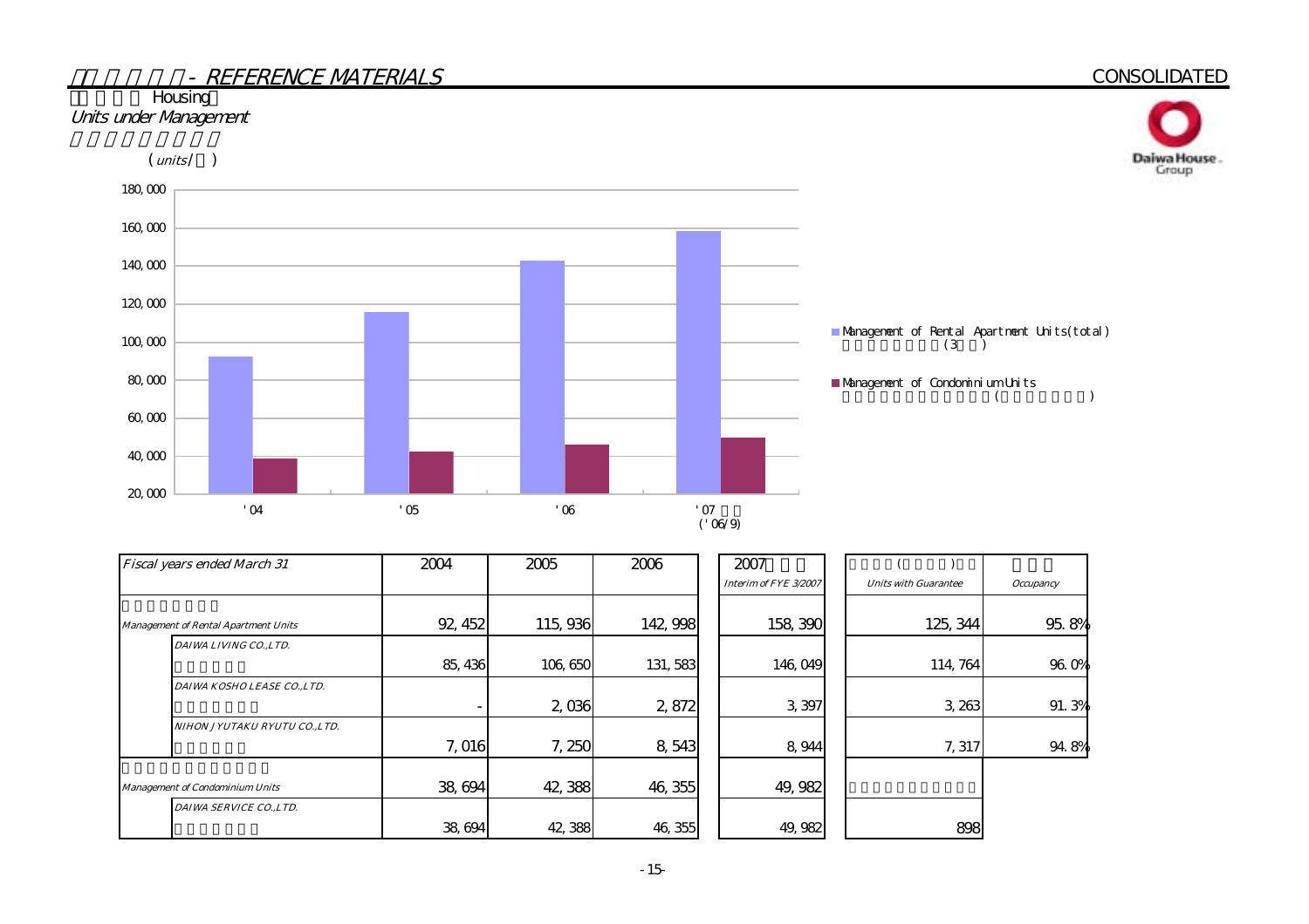# - REFERENCE MATERIALS

CONSOLIDATED

## Housing

### Units under Management

(units/ )

| | '04 | '05 | '06 | '07 ('06/9) |
|---|---|---|---|---|
| Management of Rental Apartment Units(total) (3 ) | 92,452 | 115,936 | 142,998 | 158,390 |
| Management of Condominium Units ( ) | 38,694 | 42,388 | 46,355 | 49,982 |

| Fiscal years ended March 31 | | 2004 | 2005 | 2006 | 2007 Interim of FYE 3/2007 | ( ) Units with Guarantee | Occupancy |
|---|---|---|---|---|---|---|---|
| Management of Rental Apartment Units | | 92,452 | 115,936 | 142,998 | 158,390 | 125,344 | 95.8% |
| | DAIWA LIVING CO.,LTD. | 85,436 | 106,650 | 131,583 | 146,049 | 114,764 | 96.0% |
| | DAIWA KOSHO LEASE CO.,LTD. | - | 2,036 | 2,872 | 3,397 | 3,263 | 91.3% |
| | NIHON JYUTAKU RYUTU CO.,LTD. | 7,016 | 7,250 | 8,543 | 8,944 | 7,317 | 94.8% |
| Management of Condominium Units | | 38,694 | 42,388 | 46,355 | 49,982 | | |
| | DAIWA SERVICE CO.,LTD. | 38,694 | 42,388 | 46,355 | 49,982 | 898 | |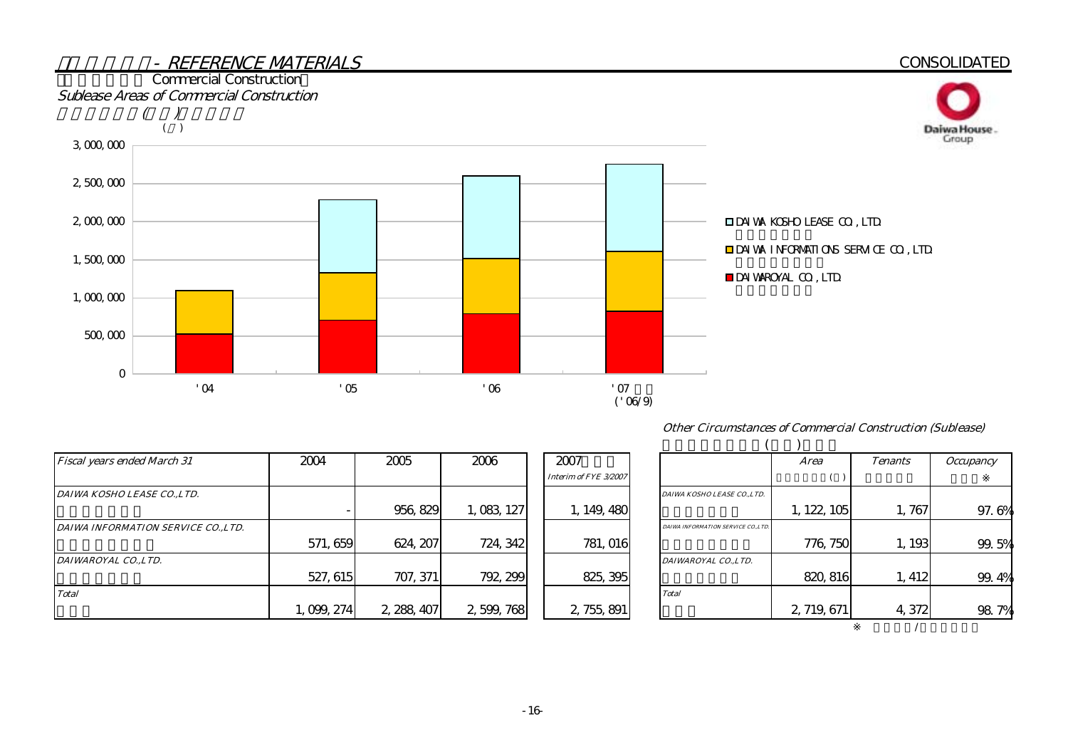## - REFERENCE MATERIALS

CONSOLIDATED

Commercial Construction

*Sublease Areas of Commercial Construction*

( )

(㎡)

| Fiscal years ended March 31 | 2004 | 2005 | 2006 | 2007 Interim of FYE 3/2007 |
|---|---|---|---|---|
| DAIWA KOSHO LEASE CO.,LTD. | - | 956,829 | 1,083,127 | 1,149,480 |
| DAIWA INFORMATION SERVICE CO.,LTD. | 571,659 | 624,207 | 724,342 | 781,016 |
| DAIWAROYAL CO.,LTD. | 527,615 | 707,371 | 792,299 | 825,395 |
| Total | 1,099,274 | 2,288,407 | 2,599,768 | 2,755,891 |

*Other Circumstances of Commercial Construction (Sublease)*

( )

| | Area (㎡) | Tenants | Occupancy ※ |
|---|---|---|---|
| DAIWA KOSHO LEASE CO.,LTD. | 1,122,105 | 1,767 | 97.6% |
| DAIWA INFORMATION SERVICE CO.,LTD. | 776,750 | 1,193 | 99.5% |
| DAIWAROYAL CO.,LTD. | 820,816 | 1,412 | 99.4% |
| Total | 2,719,671 | 4,372 | 98.7% |

※ /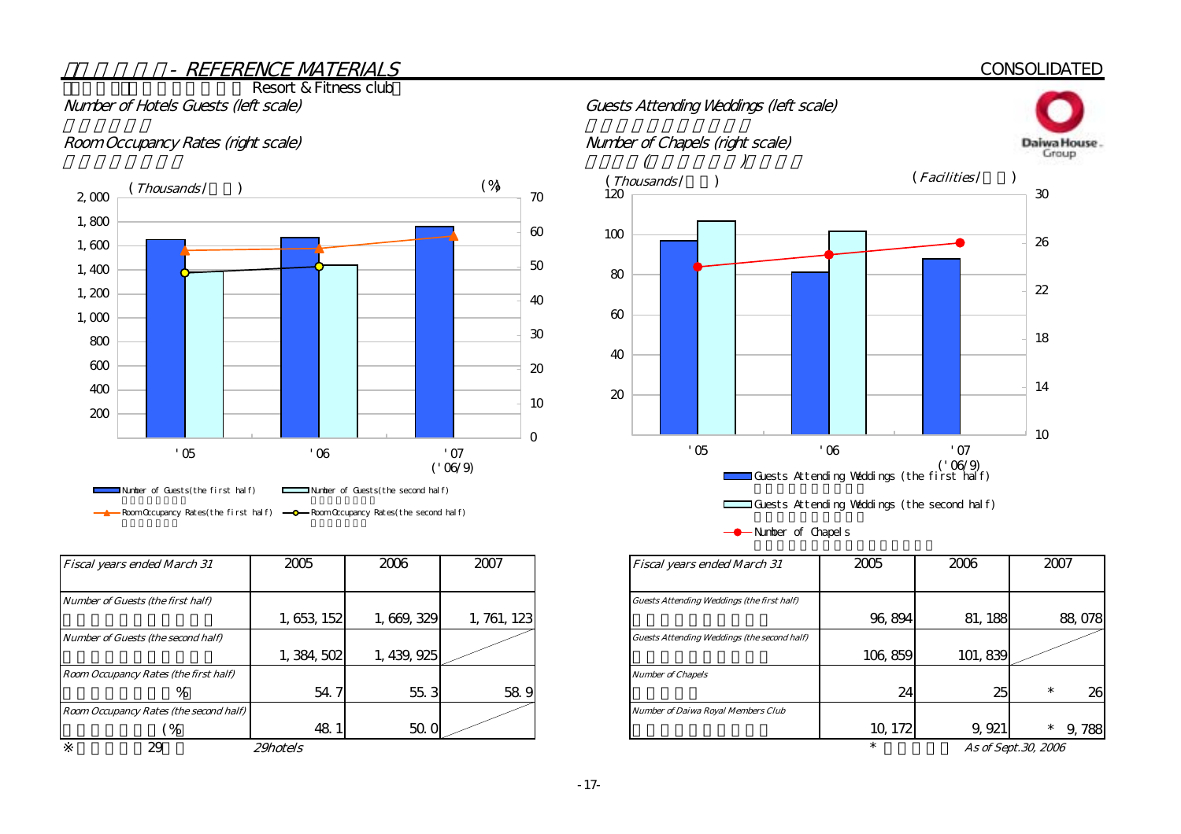# - REFERENCE MATERIALS

CONSOLIDATED

Resort & Fitness club

Number of Hotels Guests (left scale)

Room Occupancy Rates (right scale)

Guests Attending Weddings (left scale)

Number of Chapels (right scale)

| Fiscal years ended March 31 | 2005 | 2006 | 2007 |
|---|---|---|---|
| Number of Guests (the first half) | 1,653,152 | 1,669,329 | 1,761,123 |
| Number of Guests (the second half) | 1,384,502 | 1,439,925 | |
| Room Occupancy Rates (the first half) % | 54.7 | 55.3 | 58.9 |
| Room Occupancy Rates (the second half) (%) | 48.1 | 50.0 | |

※ 29 29hotels

| Fiscal years ended March 31 | 2005 | 2006 | 2007 |
|---|---|---|---|
| Guests Attending Weddings (the first half) | 96,894 | 81,188 | 88,078 |
| Guests Attending Weddings (the second half) | 106,859 | 101,839 | |
| Number of Chapels | 24 | 25 | * 26 |
| Number of Daiwa Royal Members Club | 10,172 | 9,921 | * 9,788 |

* As of Sept.30, 2006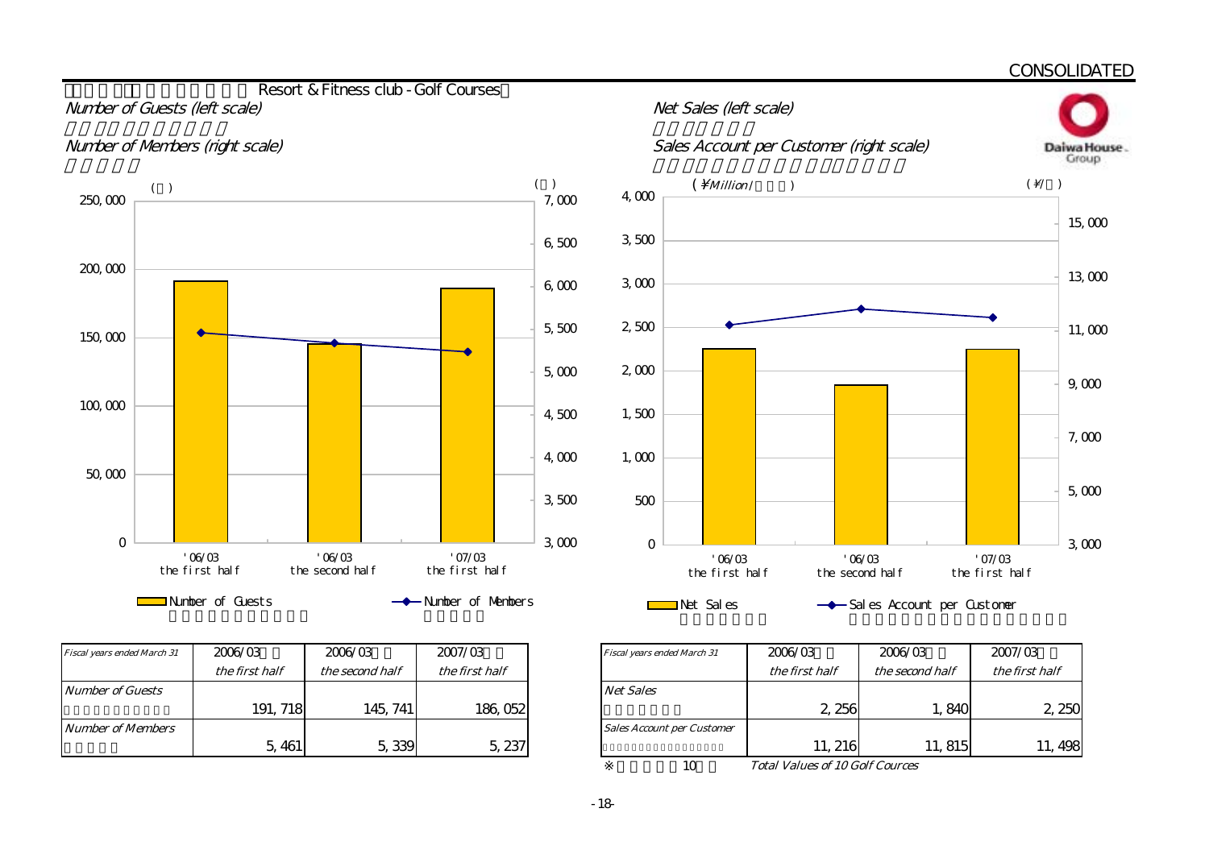CONSOLIDATED

## Resort & Fitness club - Golf Courses

*Number of Guests (left scale)*

*Number of Members (right scale)*

*Net Sales (left scale)*

*Sales Account per Customer (right scale)*

| *Fiscal years ended March 31* | 2006/03 *the first half* | 2006/03 *the second half* | 2007/03 *the first half* |
|---|---|---|---|
| *Number of Guests* | 191,718 | 145,741 | 186,052 |
| *Number of Members* | 5,461 | 5,339 | 5,237 |

| *Fiscal years ended March 31* | 2006/03 *the first half* | 2006/03 *the second half* | 2007/03 *the first half* |
|---|---|---|---|
| *Net Sales* | 2,256 | 1,840 | 2,250 |
| *Sales Account per Customer* | 11,216 | 11,815 | 11,498 |

※ 10 *Total Values of 10 Golf Cources*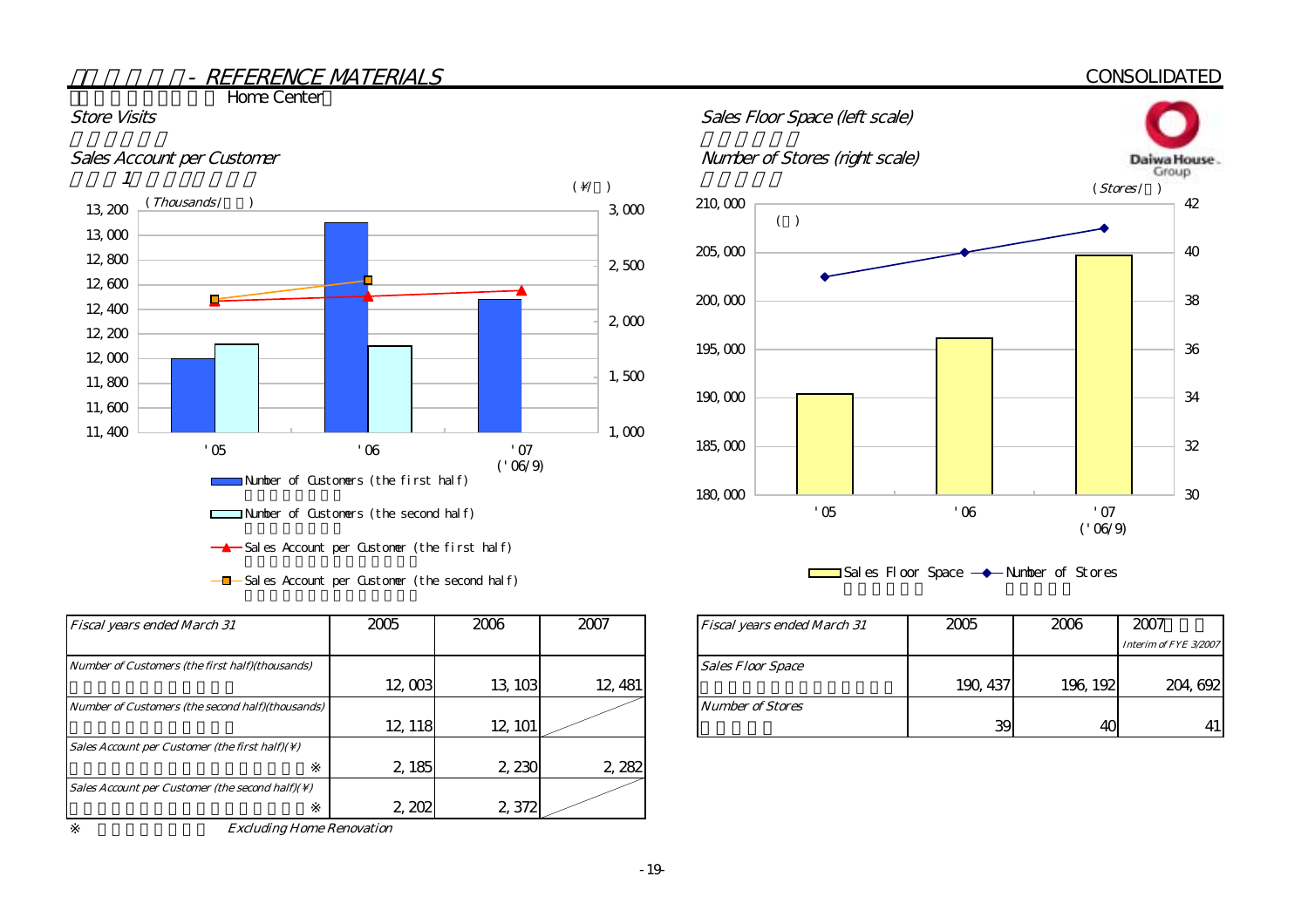# - REFERENCE MATERIALS

CONSOLIDATED

Home Center

## Store Visits

Sales Account per Customer

(Thousands/) (¥/)

Number of Customers (the first half)

Number of Customers (the second half)

Sales Account per Customer (the first half)

Sales Account per Customer (the second half)

| Fiscal years ended March 31 | 2005 | 2006 | 2007 |
|---|---|---|---|
| Number of Customers (the first half)(thousands) | 12,003 | 13,103 | 12,481 |
| Number of Customers (the second half)(thousands) | 12,118 | 12,101 | |
| Sales Account per Customer (the first half)(¥) ※ | 2,185 | 2,230 | 2,282 |
| Sales Account per Customer (the second half)(¥) ※ | 2,202 | 2,372 | |

※ Excluding Home Renovation

## Sales Floor Space (left scale)

Number of Stores (right scale)

(Stores/)

Sales Floor Space — Number of Stores

| Fiscal years ended March 31 | 2005 | 2006 | 2007 Interim of FYE 3/2007 |
|---|---|---|---|
| Sales Floor Space | 190,437 | 196,192 | 204,692 |
| Number of Stores | 39 | 40 | 41 |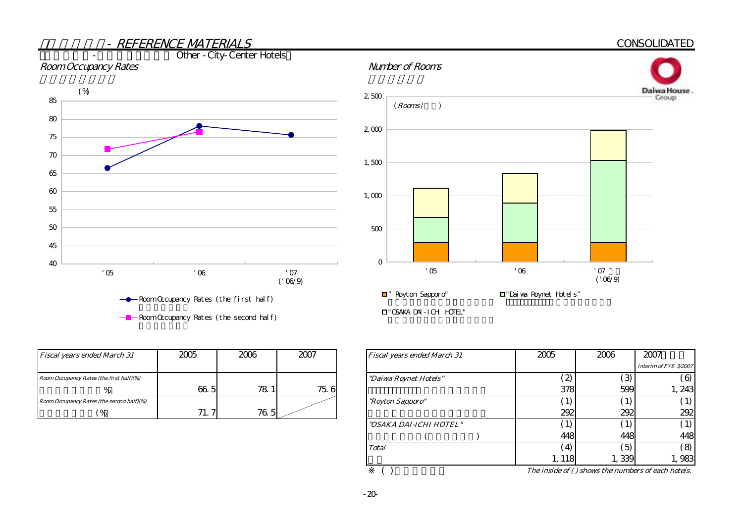# - REFERENCE MATERIALS

CONSOLIDATED

## - Other - City-Center Hotels

### Room Occupancy Rates

(%)

- Room Occupancy Rates (the first half)
- Room Occupancy Rates (the second half)

### Number of Rooms

(Rooms / )

- "Royton Sapporo"
- "Daiwa Roynet Hotels"
- "OSAKA DAI-ICHI HOTEL"

| Fiscal years ended March 31 | 2005 | 2006 | 2007 |
|---|---|---|---|
| Room Occupancy Rates (the first half)(%) | 66.5 | 78.1 | 75.6 |
| Room Occupancy Rates (the second half)(%) | 71.7 | 76.5 | |

| Fiscal years ended March 31 | 2005 | 2006 | 2007 Interim of FYE 3/2007 |
|---|---|---|---|
| "Daiwa Roynet Hotels" | (2) 378 | (3) 599 | (6) 1,243 |
| "Royton Sapporo" | (1) 292 | (1) 292 | (1) 292 |
| "OSAKA DAI-ICHI HOTEL" | (1) 448 | (1) 448 | (1) 448 |
| Total | (4) 1,118 | (5) 1,339 | (8) 1,983 |

※ ( ) The inside of ( ) shows the numbers of each hotels.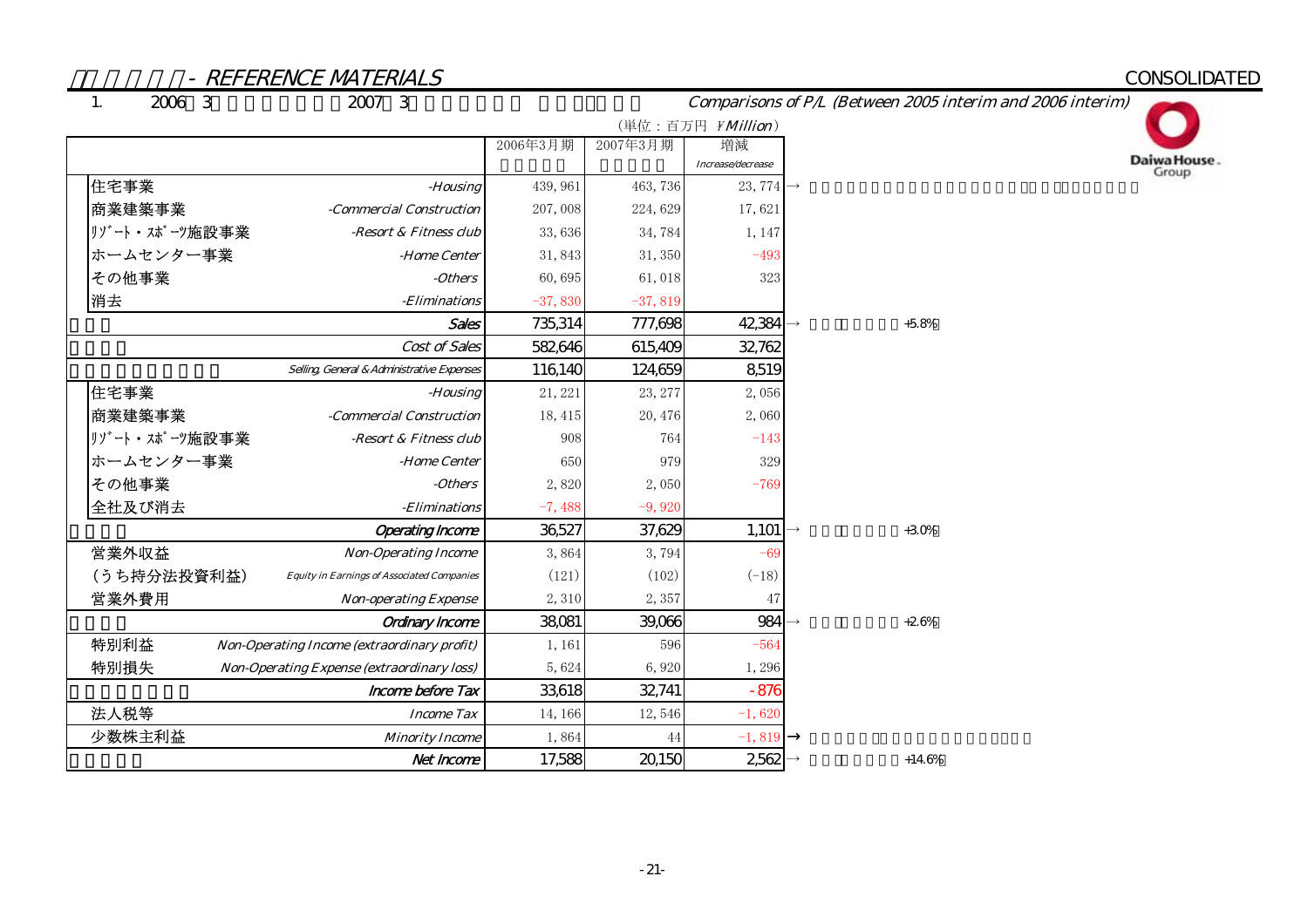## - REFERENCE MATERIALS

CONSOLIDATED

1. 2006 3 2007 3 — Comparisons of P/L (Between 2005 interim and 2006 interim)

（単位：百万円 ¥Million）

| | | 2006年3月期 | 2007年3月期 | 増減 Increase/decrease | |
|---|---|---|---|---|---|
| 住宅事業 | -Housing | 439, 961 | 463, 736 | 23, 774 | → |
| 商業建築事業 | -Commercial Construction | 207, 008 | 224, 629 | 17, 621 | |
| ﾘｿﾞｰﾄ・ｽﾎﾟｰﾂ施設事業 | -Resort & Fitness club | 33, 636 | 34, 784 | 1, 147 | |
| ホームセンター事業 | -Home Center | 31, 843 | 31, 350 | -493 | |
| その他事業 | -Others | 60, 695 | 61, 018 | 323 | |
| 消去 | -Eliminations | -37, 830 | -37, 819 | | |
| | Sales | 735,314 | 777,698 | 42,384 | → +5.8% |
| | Cost of Sales | 582,646 | 615,409 | 32,762 | |
| | Selling, General & Administrative Expenses | 116,140 | 124,659 | 8,519 | |
| 住宅事業 | -Housing | 21, 221 | 23, 277 | 2, 056 | |
| 商業建築事業 | -Commercial Construction | 18, 415 | 20, 476 | 2, 060 | |
| ﾘｿﾞｰﾄ・ｽﾎﾟｰﾂ施設事業 | -Resort & Fitness club | 908 | 764 | -143 | |
| ホームセンター事業 | -Home Center | 650 | 979 | 329 | |
| その他事業 | -Others | 2, 820 | 2, 050 | -769 | |
| 全社及び消去 | -Eliminations | -7, 488 | -9, 920 | | |
| | Operating Income | 36,527 | 37,629 | 1,101 | → +3.0% |
| 営業外収益 | Non-Operating Income | 3, 864 | 3, 794 | -69 | |
| (うち持分法投資利益) | Equity in Earnings of Associated Companies | (121) | (102) | (-18) | |
| 営業外費用 | Non-operating Expense | 2, 310 | 2, 357 | 47 | |
| | Ordinary Income | 38,081 | 39,066 | 984 | → +2.6% |
| 特別利益 | Non-Operating Income (extraordinary profit) | 1, 161 | 596 | -564 | |
| 特別損失 | Non-Operating Expense (extraordinary loss) | 5, 624 | 6, 920 | 1, 296 | |
| | Income before Tax | 33,618 | 32,741 | -876 | |
| 法人税等 | Income Tax | 14, 166 | 12, 546 | -1, 620 | |
| 少数株主利益 | Minority Income | 1, 864 | 44 | -1, 819 | → |
| | Net Income | 17,588 | 20,150 | 2,562 | → +14.6% |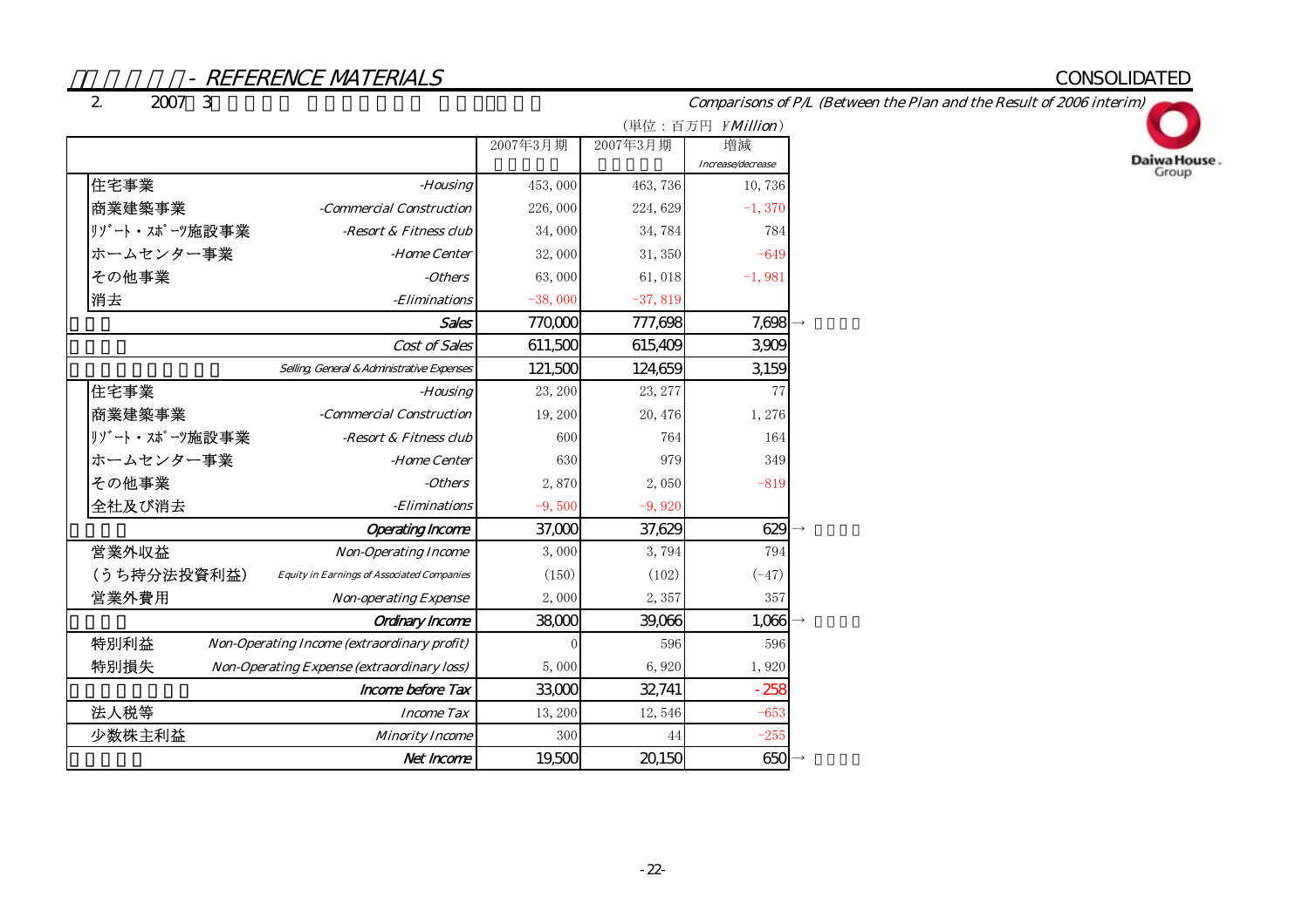## - REFERENCE MATERIALS

CONSOLIDATED

2. 2007 3 Comparisons of P/L (Between the Plan and the Result of 2006 interim)

（単位：百万円 ¥Million）

| | | 2007年3月期 | 2007年3月期 | 増減 Increase/decrease |
|---|---|---|---|---|
| 住宅事業 | -Housing | 453, 000 | 463, 736 | 10, 736 |
| 商業建築事業 | -Commercial Construction | 226, 000 | 224, 629 | -1, 370 |
| ﾘｿﾞｰﾄ・ｽﾎﾟｰﾂ施設事業 | -Resort & Fitness club | 34, 000 | 34, 784 | 784 |
| ホームセンター事業 | -Home Center | 32, 000 | 31, 350 | -649 |
| その他事業 | -Others | 63, 000 | 61, 018 | -1, 981 |
| 消去 | -Eliminations | -38, 000 | -37, 819 | |
| | **Sales** | 770,000 | 777,698 | 7,698 → |
| | Cost of Sales | 611,500 | 615,409 | 3,909 |
| | Selling, General & Administrative Expenses | 121,500 | 124,659 | 3,159 |
| 住宅事業 | -Housing | 23, 200 | 23, 277 | 77 |
| 商業建築事業 | -Commercial Construction | 19, 200 | 20, 476 | 1, 276 |
| ﾘｿﾞｰﾄ・ｽﾎﾟｰﾂ施設事業 | -Resort & Fitness club | 600 | 764 | 164 |
| ホームセンター事業 | -Home Center | 630 | 979 | 349 |
| その他事業 | -Others | 2, 870 | 2, 050 | -819 |
| 全社及び消去 | -Eliminations | -9, 500 | -9, 920 | |
| | **Operating Income** | 37,000 | 37,629 | 629 → |
| 営業外収益 | Non-Operating Income | 3, 000 | 3, 794 | 794 |
| （うち持分法投資利益） | Equity in Earnings of Associated Companies | (150) | (102) | (-47) |
| 営業外費用 | Non-operating Expense | 2, 000 | 2, 357 | 357 |
| | **Ordinary Income** | 38,000 | 39,066 | 1,066 → |
| 特別利益 | Non-Operating Income (extraordinary profit) | 0 | 596 | 596 |
| 特別損失 | Non-Operating Expense (extraordinary loss) | 5, 000 | 6, 920 | 1, 920 |
| | **Income before Tax** | 33,000 | 32,741 | -258 |
| 法人税等 | Income Tax | 13, 200 | 12, 546 | -653 |
| 少数株主利益 | Minority Income | 300 | 44 | -255 |
| | **Net Income** | 19,500 | 20,150 | 650 → |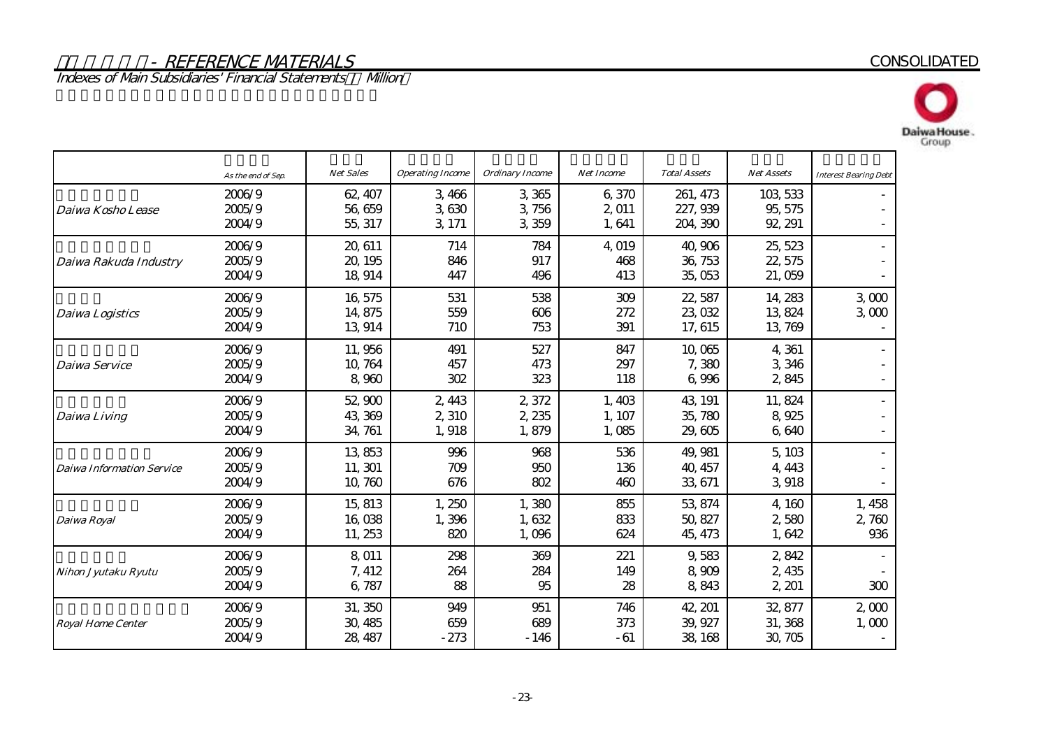## - REFERENCE MATERIALS

CONSOLIDATED

### Indexes of Main Subsidiaries' Financial Statements Million

| | As the end of Sep. | Net Sales | Operating Income | Ordinary Income | Net Income | Total Assets | Net Assets | Interest Bearing Debt |
|---|---|---|---|---|---|---|---|---|
| Daiwa Kosho Lease | 2006/9 | 62,407 | 3,466 | 3,365 | 6,370 | 261,473 | 103,533 | - |
| | 2005/9 | 56,659 | 3,630 | 3,756 | 2,011 | 227,939 | 95,575 | - |
| | 2004/9 | 55,317 | 3,171 | 3,359 | 1,641 | 204,390 | 92,291 | - |
| Daiwa Rakuda Industry | 2006/9 | 20,611 | 714 | 784 | 4,019 | 40,906 | 25,523 | - |
| | 2005/9 | 20,195 | 846 | 917 | 468 | 36,753 | 22,575 | - |
| | 2004/9 | 18,914 | 447 | 496 | 413 | 35,053 | 21,059 | - |
| Daiwa Logistics | 2006/9 | 16,575 | 531 | 538 | 309 | 22,587 | 14,283 | 3,000 |
| | 2005/9 | 14,875 | 559 | 606 | 272 | 23,032 | 13,824 | 3,000 |
| | 2004/9 | 13,914 | 710 | 753 | 391 | 17,615 | 13,769 | - |
| Daiwa Service | 2006/9 | 11,956 | 491 | 527 | 847 | 10,065 | 4,361 | - |
| | 2005/9 | 10,764 | 457 | 473 | 297 | 7,380 | 3,346 | - |
| | 2004/9 | 8,960 | 302 | 323 | 118 | 6,996 | 2,845 | - |
| Daiwa Living | 2006/9 | 52,900 | 2,443 | 2,372 | 1,403 | 43,191 | 11,824 | - |
| | 2005/9 | 43,369 | 2,310 | 2,235 | 1,107 | 35,780 | 8,925 | - |
| | 2004/9 | 34,761 | 1,918 | 1,879 | 1,085 | 29,605 | 6,640 | - |
| Daiwa Information Service | 2006/9 | 13,853 | 996 | 968 | 536 | 49,981 | 5,103 | - |
| | 2005/9 | 11,301 | 709 | 950 | 136 | 40,457 | 4,443 | - |
| | 2004/9 | 10,760 | 676 | 802 | 460 | 33,671 | 3,918 | - |
| Daiwa Royal | 2006/9 | 15,813 | 1,250 | 1,380 | 855 | 53,874 | 4,160 | 1,458 |
| | 2005/9 | 16,038 | 1,396 | 1,632 | 833 | 50,827 | 2,580 | 2,760 |
| | 2004/9 | 11,253 | 820 | 1,096 | 624 | 45,473 | 1,642 | 936 |
| Nihon Jyutaku Ryutu | 2006/9 | 8,011 | 298 | 369 | 221 | 9,583 | 2,842 | - |
| | 2005/9 | 7,412 | 264 | 284 | 149 | 8,909 | 2,435 | - |
| | 2004/9 | 6,787 | 88 | 95 | 28 | 8,843 | 2,201 | 300 |
| Royal Home Center | 2006/9 | 31,350 | 949 | 951 | 746 | 42,201 | 32,877 | 2,000 |
| | 2005/9 | 30,485 | 659 | 689 | 373 | 39,927 | 31,368 | 1,000 |
| | 2004/9 | 28,487 | -273 | -146 | -61 | 38,168 | 30,705 | - |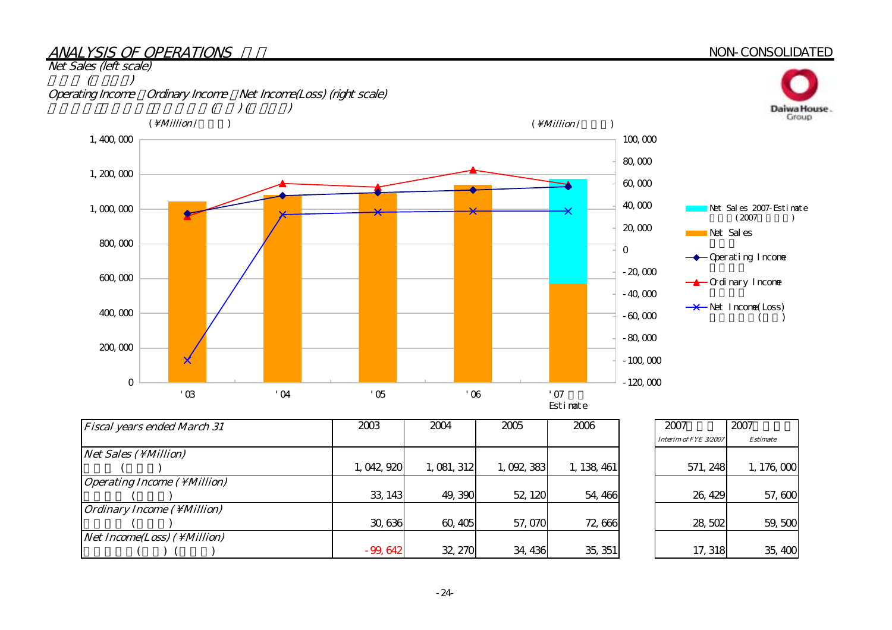## ANALYSIS OF OPERATIONS

NON-CONSOLIDATED

Net Sales (left scale)

Operating Income, Ordinary Income, Net Income(Loss) (right scale)

(¥Million)

| Fiscal years ended March 31 | 2003 | 2004 | 2005 | 2006 | 2007 Interim of FYE 3/2007 | 2007 Estimate |
|---|---|---|---|---|---|---|
| Net Sales (¥Million) | 1,042,920 | 1,081,312 | 1,092,383 | 1,138,461 | 571,248 | 1,176,000 |
| Operating Income (¥Million) | 33,143 | 49,390 | 52,120 | 54,466 | 26,429 | 57,600 |
| Ordinary Income (¥Million) | 30,636 | 60,405 | 57,070 | 72,666 | 28,502 | 59,500 |
| Net Income(Loss) (¥Million) | -99,642 | 32,270 | 34,436 | 35,351 | 17,318 | 35,400 |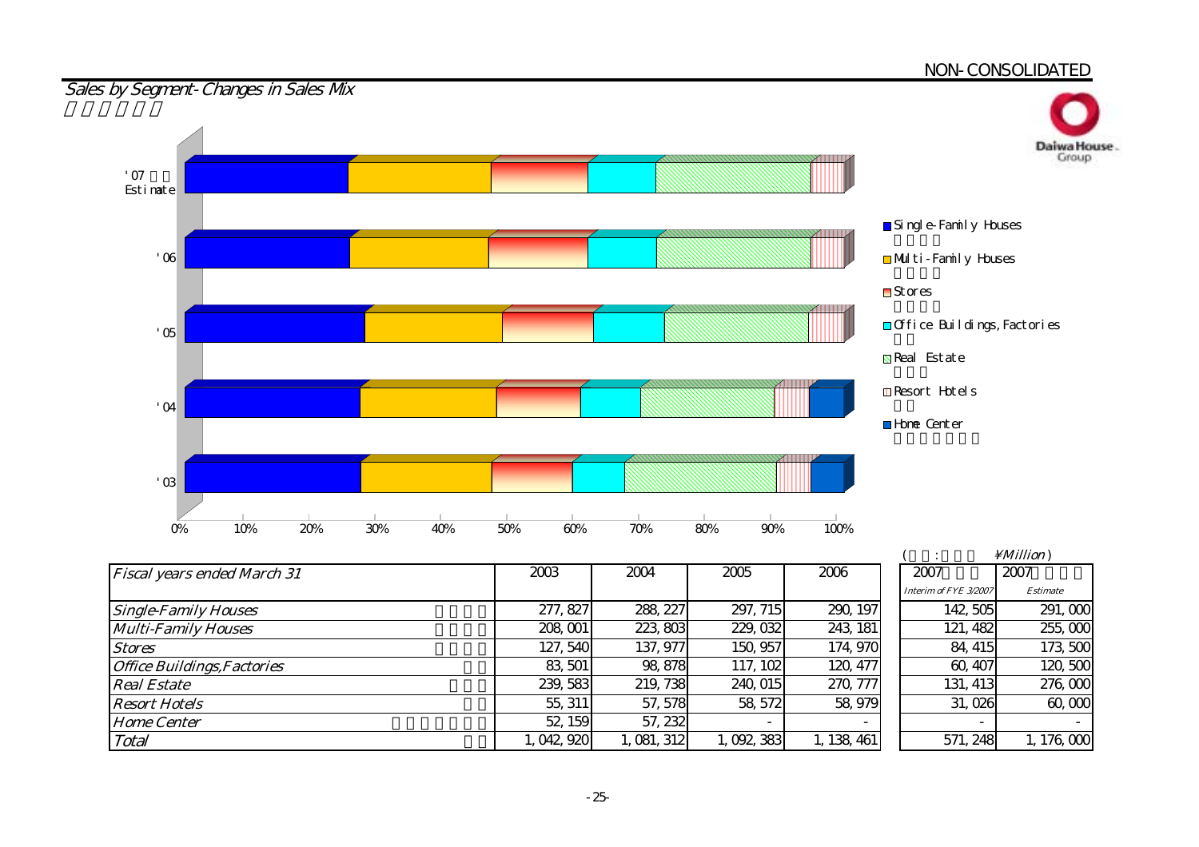NON-CONSOLIDATED

## Sales by Segment-Changes in Sales Mix

'07 Estimate

'06

'05

'04

'03

0% 10% 20% 30% 40% 50% 60% 70% 80% 90% 100%

- Single-Family Houses
- Multi-Family Houses
- Stores
- Office Buildings, Factories
- Real Estate
- Resort Hotels
- Home Center

( : ¥Million)

| Fiscal years ended March 31 | | 2003 | 2004 | 2005 | 2006 | 2007 Interim of FYE 3/2007 | 2007 Estimate |
|---|---|---|---|---|---|---|---|
| Single-Family Houses | | 277,827 | 288,227 | 297,715 | 290,197 | 142,505 | 291,000 |
| Multi-Family Houses | | 208,001 | 223,803 | 229,032 | 243,181 | 121,482 | 255,000 |
| Stores | | 127,540 | 137,977 | 150,957 | 174,970 | 84,415 | 173,500 |
| Office Buildings,Factories | | 83,501 | 98,878 | 117,102 | 120,477 | 60,407 | 120,500 |
| Real Estate | | 239,583 | 219,738 | 240,015 | 270,777 | 131,413 | 276,000 |
| Resort Hotels | | 55,311 | 57,578 | 58,572 | 58,979 | 31,026 | 60,000 |
| Home Center | | 52,159 | 57,232 | - | - | - | - |
| Total | | 1,042,920 | 1,081,312 | 1,092,383 | 1,138,461 | 571,248 | 1,176,000 |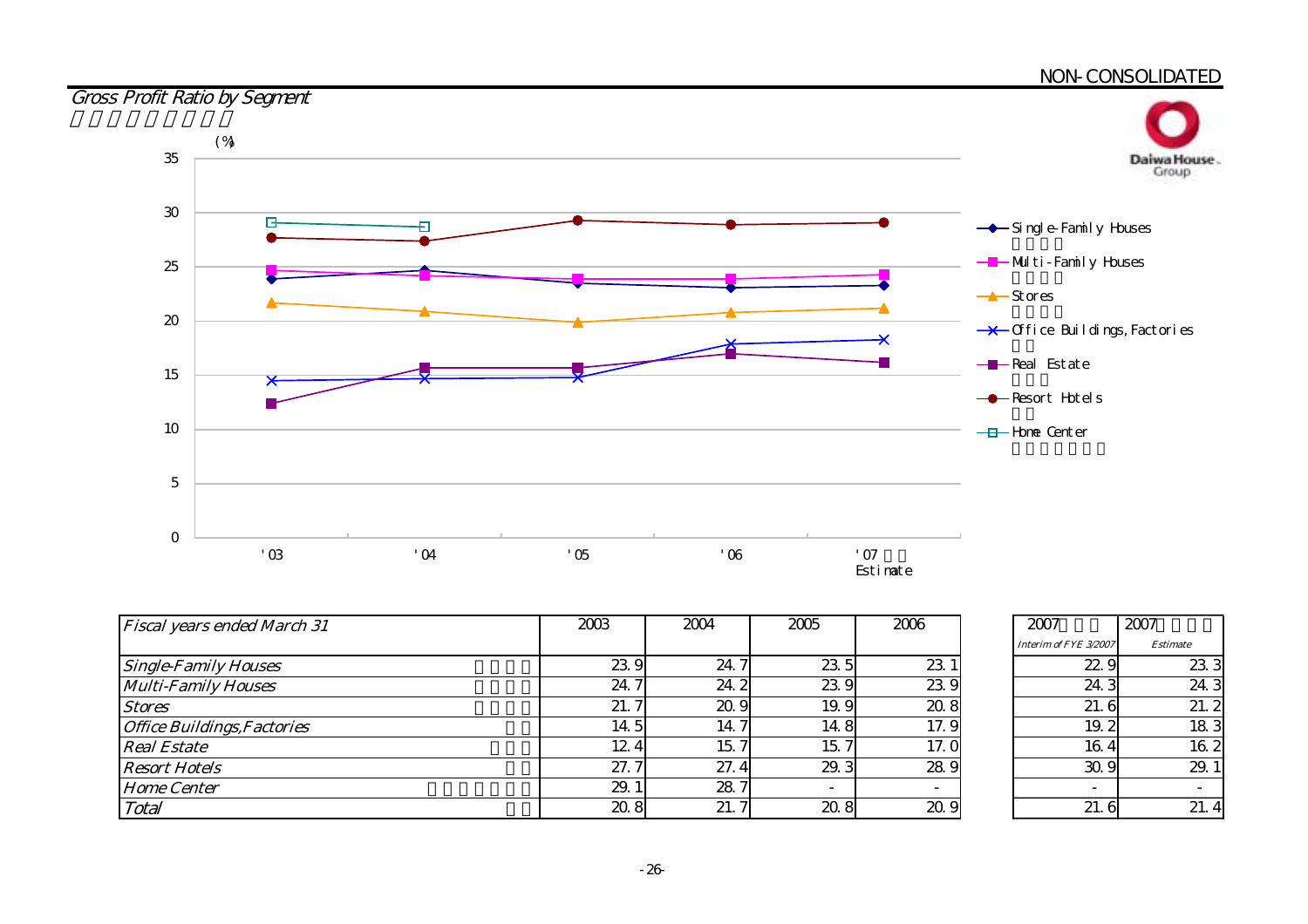NON-CONSOLIDATED

## *Gross Profit Ratio by Segment*

| *Fiscal years ended March 31* | 2003 | 2004 | 2005 | 2006 | 2007 *Interim of FYE 3/2007* | 2007 *Estimate* |
|---|---|---|---|---|---|---|
| *Single-Family Houses* | 23.9 | 24.7 | 23.5 | 23.1 | 22.9 | 23.3 |
| *Multi-Family Houses* | 24.7 | 24.2 | 23.9 | 23.9 | 24.3 | 24.3 |
| *Stores* | 21.7 | 20.9 | 19.9 | 20.8 | 21.6 | 21.2 |
| *Office Buildings,Factories* | 14.5 | 14.7 | 14.8 | 17.9 | 19.2 | 18.3 |
| *Real Estate* | 12.4 | 15.7 | 15.7 | 17.0 | 16.4 | 16.2 |
| *Resort Hotels* | 27.7 | 27.4 | 29.3 | 28.9 | 30.9 | 29.1 |
| *Home Center* | 29.1 | 28.7 | - | - | - | - |
| *Total* | 20.8 | 21.7 | 20.8 | 20.9 | 21.6 | 21.4 |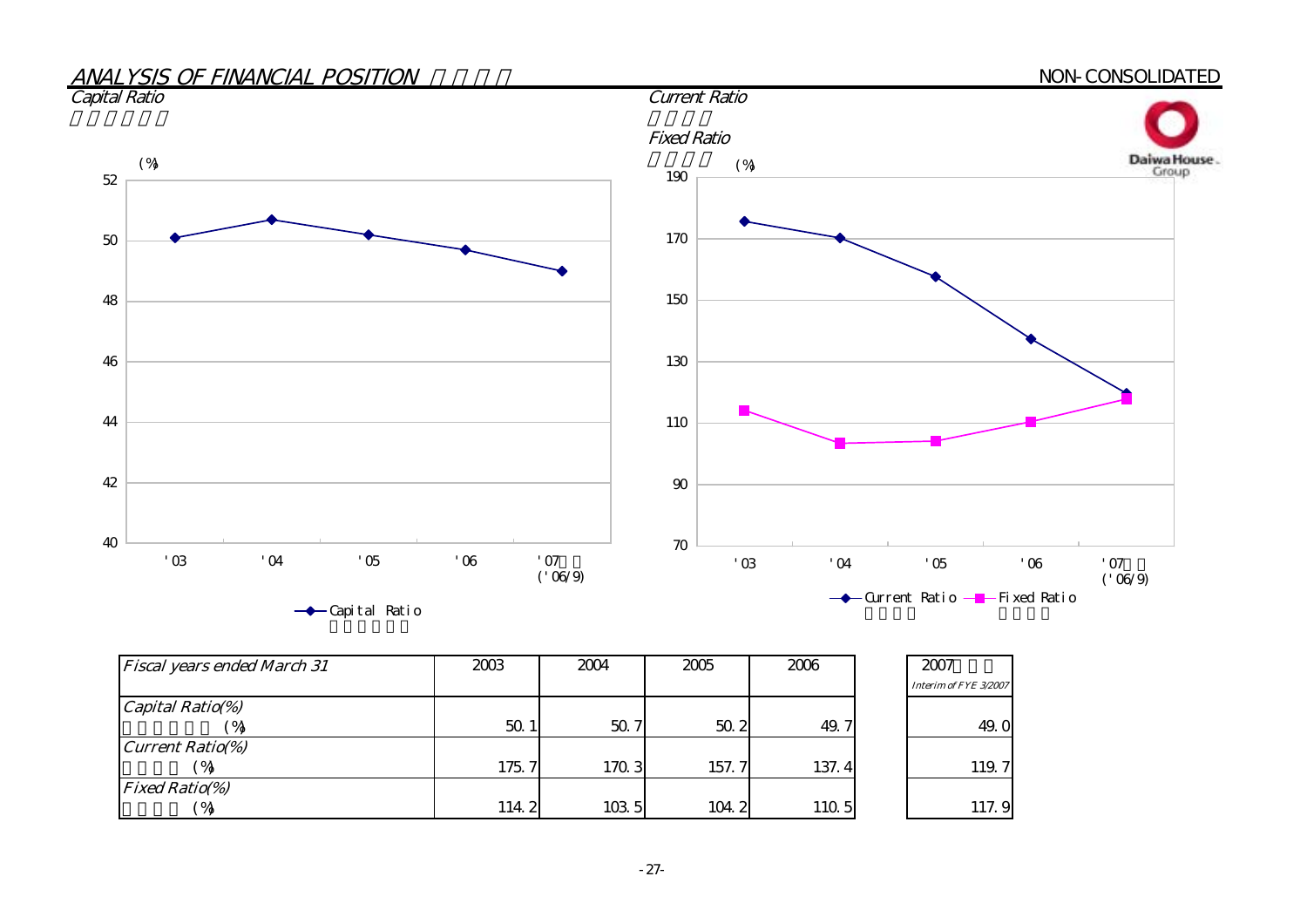## *ANALYSIS OF FINANCIAL POSITION*

NON-CONSOLIDATED

*Capital Ratio*

*Current Ratio*

*Fixed Ratio*

| *Fiscal years ended March 31* | 2003 | 2004 | 2005 | 2006 | 2007 *Interim of FYE 3/2007* |
|---|---|---|---|---|---|
| *Capital Ratio(%)* (%) | 50.1 | 50.7 | 50.2 | 49.7 | 49.0 |
| *Current Ratio(%)* (%) | 175.7 | 170.3 | 157.7 | 137.4 | 119.7 |
| *Fixed Ratio(%)* (%) | 114.2 | 103.5 | 104.2 | 110.5 | 117.9 |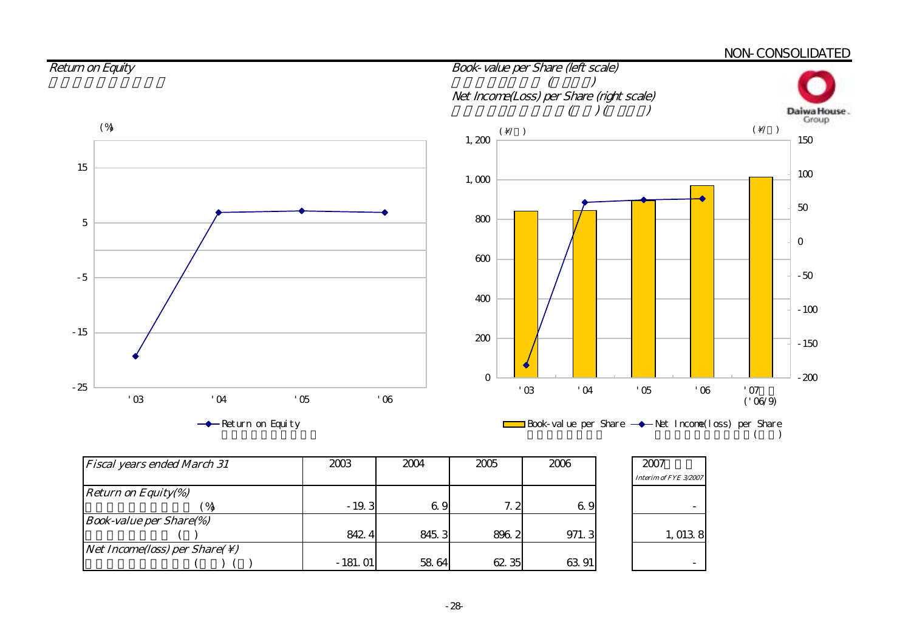NON-CONSOLIDATED

## Return on Equity

## Book-value per Share (left scale)
## Net Income(Loss) per Share (right scale)

| Fiscal years ended March 31 | 2003 | 2004 | 2005 | 2006 | 2007 Interim of FYE 3/2007 |
|---|---|---|---|---|---|
| Return on Equity(%) (%) | -19.3 | 6.9 | 7.2 | 6.9 | - |
| Book-value per Share(%) ( ) | 842.4 | 845.3 | 896.2 | 971.3 | 1,013.8 |
| Net Income(loss) per Share(¥) ( ) ( ) | -181.01 | 58.64 | 62.35 | 63.91 | - |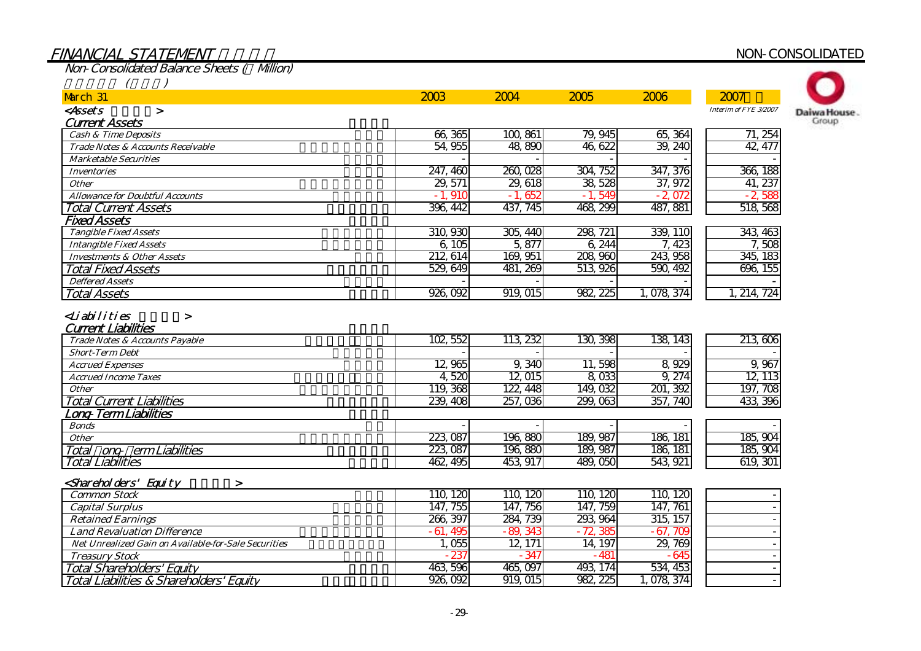# FINANCIAL STATEMENT

NON-CONSOLIDATED

## Non-Consolidated Balance Sheets ( Million)

| March 31 | 2003 | 2004 | 2005 | 2006 | 2007 Interim of FYE 3/2007 |
|---|---|---|---|---|---|
| **<Assets >** | | | | | |
| **Current Assets** | | | | | |
| Cash & Time Deposits | 66,365 | 100,861 | 79,945 | 65,364 | 71,254 |
| Trade Notes & Accounts Receivable | 54,955 | 48,890 | 46,622 | 39,240 | 42,477 |
| Marketable Securities | - | - | - | - | - |
| Inventories | 247,460 | 260,028 | 304,752 | 347,376 | 366,188 |
| Other | 29,571 | 29,618 | 38,528 | 37,972 | 41,237 |
| Allowance for Doubtful Accounts | -1,910 | -1,652 | -1,549 | -2,072 | -2,588 |
| Total Current Assets | 396,442 | 437,745 | 468,299 | 487,881 | 518,568 |
| **Fixed Assets** | | | | | |
| Tangible Fixed Assets | 310,930 | 305,440 | 298,721 | 339,110 | 343,463 |
| Intangible Fixed Assets | 6,105 | 5,877 | 6,244 | 7,423 | 7,508 |
| Investments & Other Assets | 212,614 | 169,951 | 208,960 | 243,958 | 345,183 |
| Total Fixed Assets | 529,649 | 481,269 | 513,926 | 590,492 | 696,155 |
| Deffered Assets | - | - | - | - | - |
| Total Assets | 926,092 | 919,015 | 982,225 | 1,078,374 | 1,214,724 |
| **<Liabilities >** | | | | | |
| **Current Liabilities** | | | | | |
| Trade Notes & Accounts Payable | 102,552 | 113,232 | 130,398 | 138,143 | 213,606 |
| Short-Term Debt | - | - | - | - | - |
| Accrued Expenses | 12,965 | 9,340 | 11,598 | 8,929 | 9,967 |
| Accrued Income Taxes | 4,520 | 12,015 | 8,033 | 9,274 | 12,113 |
| Other | 119,368 | 122,448 | 149,032 | 201,392 | 197,708 |
| Total Current Liabilities | 239,408 | 257,036 | 299,063 | 357,740 | 433,396 |
| **Long-Term Liabilities** | | | | | |
| Bonds | - | - | - | - | - |
| Other | 223,087 | 196,880 | 189,987 | 186,181 | 185,904 |
| Total Long-Term Liabilities | 223,087 | 196,880 | 189,987 | 186,181 | 185,904 |
| Total Liabilities | 462,495 | 453,917 | 489,050 | 543,921 | 619,301 |
| **<Shareholders' Equity >** | | | | | |
| Common Stock | 110,120 | 110,120 | 110,120 | 110,120 | - |
| Capital Surplus | 147,755 | 147,756 | 147,759 | 147,761 | - |
| Retained Earnings | 266,397 | 284,739 | 293,964 | 315,157 | - |
| Land Revaluation Difference | -61,495 | -89,343 | -72,385 | -67,709 | - |
| Net Unrealized Gain on Available-for-Sale Securities | 1,055 | 12,171 | 14,197 | 29,769 | - |
| Treasury Stock | -237 | -347 | -481 | -645 | - |
| Total Shareholders' Equity | 463,596 | 465,097 | 493,174 | 534,453 | - |
| Total Liabilities & Shareholders' Equity | 926,092 | 919,015 | 982,225 | 1,078,374 | - |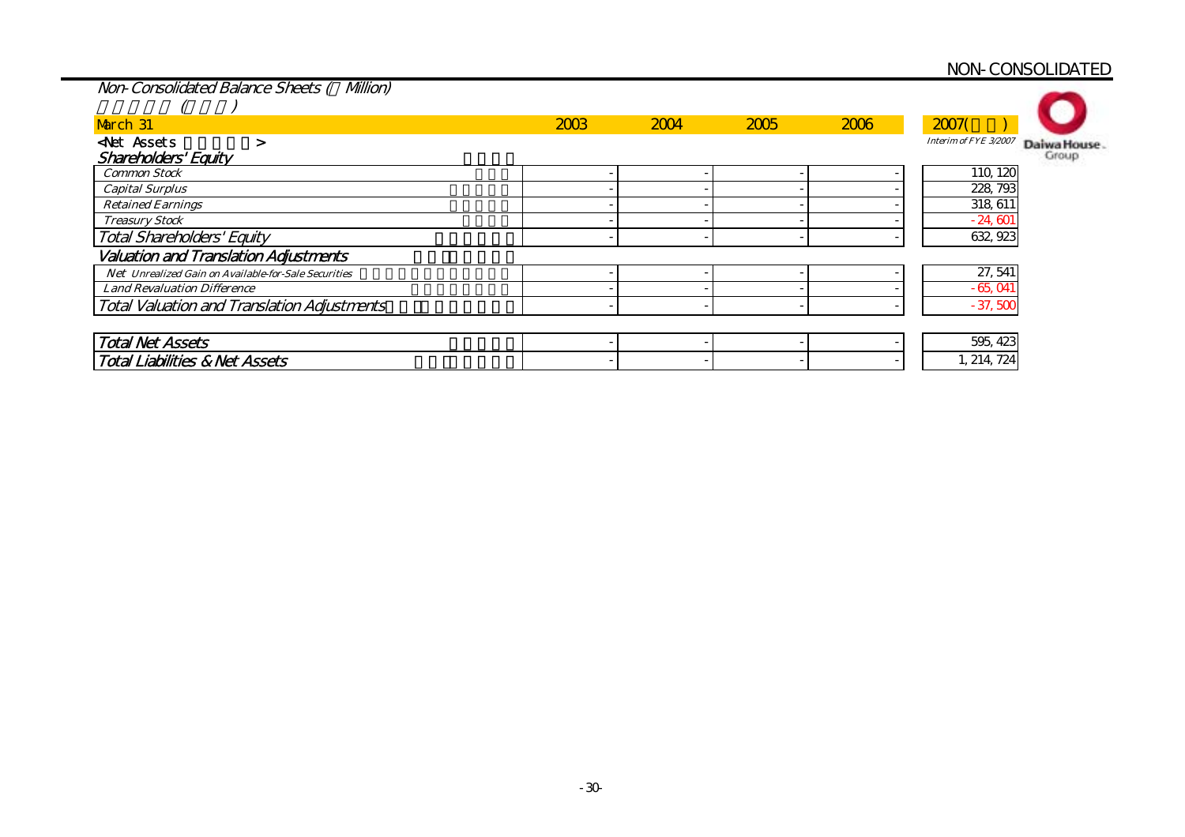NON-CONSOLIDATED

## Non-Consolidated Balance Sheets (Million)

| March 31 | 2003 | 2004 | 2005 | 2006 | 2007( )<br>Interim of FYE 3/2007 |
|---|---|---|---|---|---|
| <Net Assets > | | | | | |
| *Shareholders' Equity* | | | | | |
| *Common Stock* | - | - | - | - | 110,120 |
| *Capital Surplus* | - | - | - | - | 228,793 |
| *Retained Earnings* | - | - | - | - | 318,611 |
| *Treasury Stock* | - | - | - | - | -24,601 |
| *Total Shareholders' Equity* | - | - | - | - | 632,923 |
| *Valuation and Translation Adjustments* | | | | | |
| *Net Unrealized Gain on Available-for-Sale Securities* | - | - | - | - | 27,541 |
| *Land Revaluation Difference* | - | - | - | - | -65,041 |
| *Total Valuation and Translation Adjustments* | - | - | - | - | -37,500 |
| *Total Net Assets* | - | - | - | - | 595,423 |
| *Total Liabilities & Net Assets* | - | - | - | - | 1,214,724 |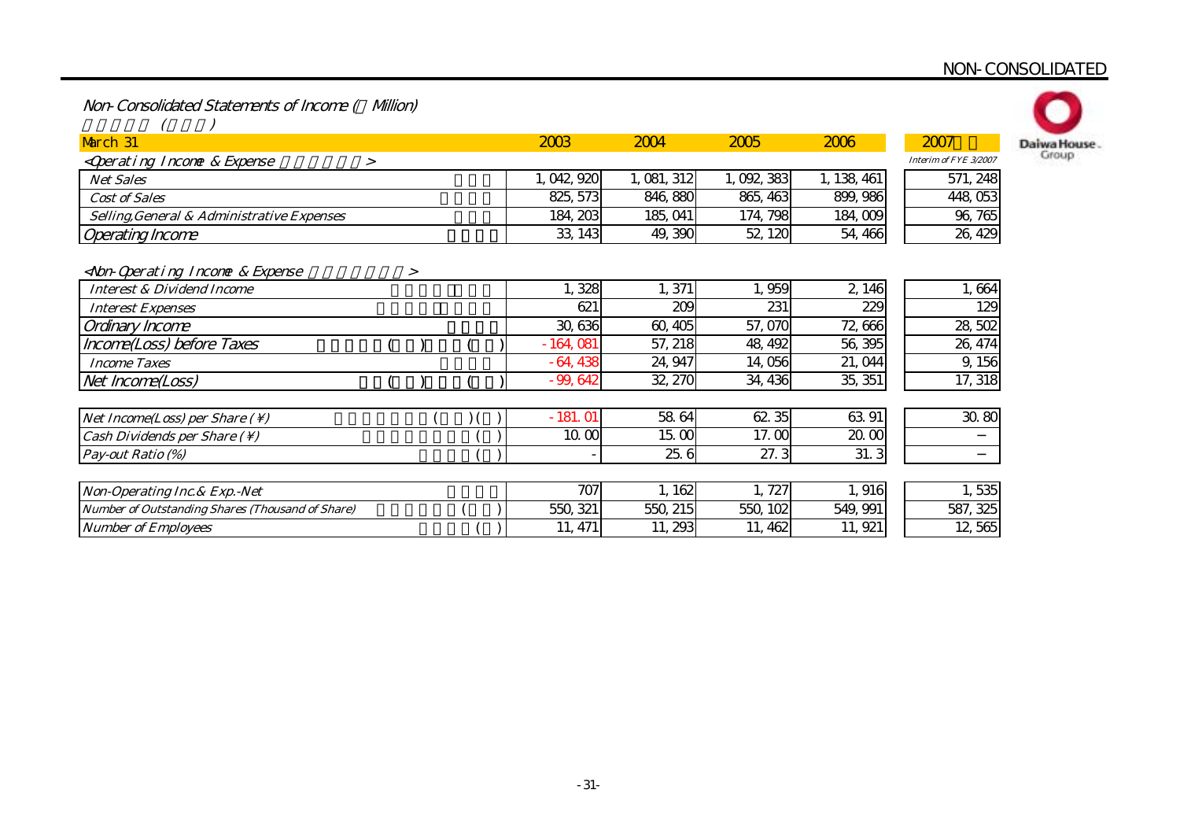NON-CONSOLIDATED

## Non-Consolidated Statements of Income (Million)

| March 31 | 2003 | 2004 | 2005 | 2006 | 2007 Interim of FYE 3/2007 |
|---|---|---|---|---|---|
| **<Operating Income & Expense>** | | | | | |
| Net Sales | 1,042,920 | 1,081,312 | 1,092,383 | 1,138,461 | 571,248 |
| Cost of Sales | 825,573 | 846,880 | 865,463 | 899,986 | 448,053 |
| Selling,General & Administrative Expenses | 184,203 | 185,041 | 174,798 | 184,009 | 96,765 |
| Operating Income | 33,143 | 49,390 | 52,120 | 54,466 | 26,429 |
| **<Non-Operating Income & Expense>** | | | | | |
| Interest & Dividend Income | 1,328 | 1,371 | 1,959 | 2,146 | 1,664 |
| Interest Expenses | 621 | 209 | 231 | 229 | 129 |
| Ordinary Income | 30,636 | 60,405 | 57,070 | 72,666 | 28,502 |
| Income(Loss) before Taxes | -164,081 | 57,218 | 48,492 | 56,395 | 26,474 |
| Income Taxes | -64,438 | 24,947 | 14,056 | 21,044 | 9,156 |
| Net Income(Loss) | -99,642 | 32,270 | 34,436 | 35,351 | 17,318 |

| | 2003 | 2004 | 2005 | 2006 | 2007 Interim of FYE 3/2007 |
|---|---|---|---|---|---|
| Net Income(Loss) per Share (¥) | -181.01 | 58.64 | 62.35 | 63.91 | 30.80 |
| Cash Dividends per Share (¥) | 10.00 | 15.00 | 17.00 | 20.00 | − |
| Pay-out Ratio (%) | - | 25.6 | 27.3 | 31.3 | − |

| | 2003 | 2004 | 2005 | 2006 | 2007 Interim of FYE 3/2007 |
|---|---|---|---|---|---|
| Non-Operating Inc.& Exp.-Net | 707 | 1,162 | 1,727 | 1,916 | 1,535 |
| Number of Outstanding Shares (Thousand of Share) | 550,321 | 550,215 | 550,102 | 549,991 | 587,325 |
| Number of Employees | 11,471 | 11,293 | 11,462 | 11,921 | 12,565 |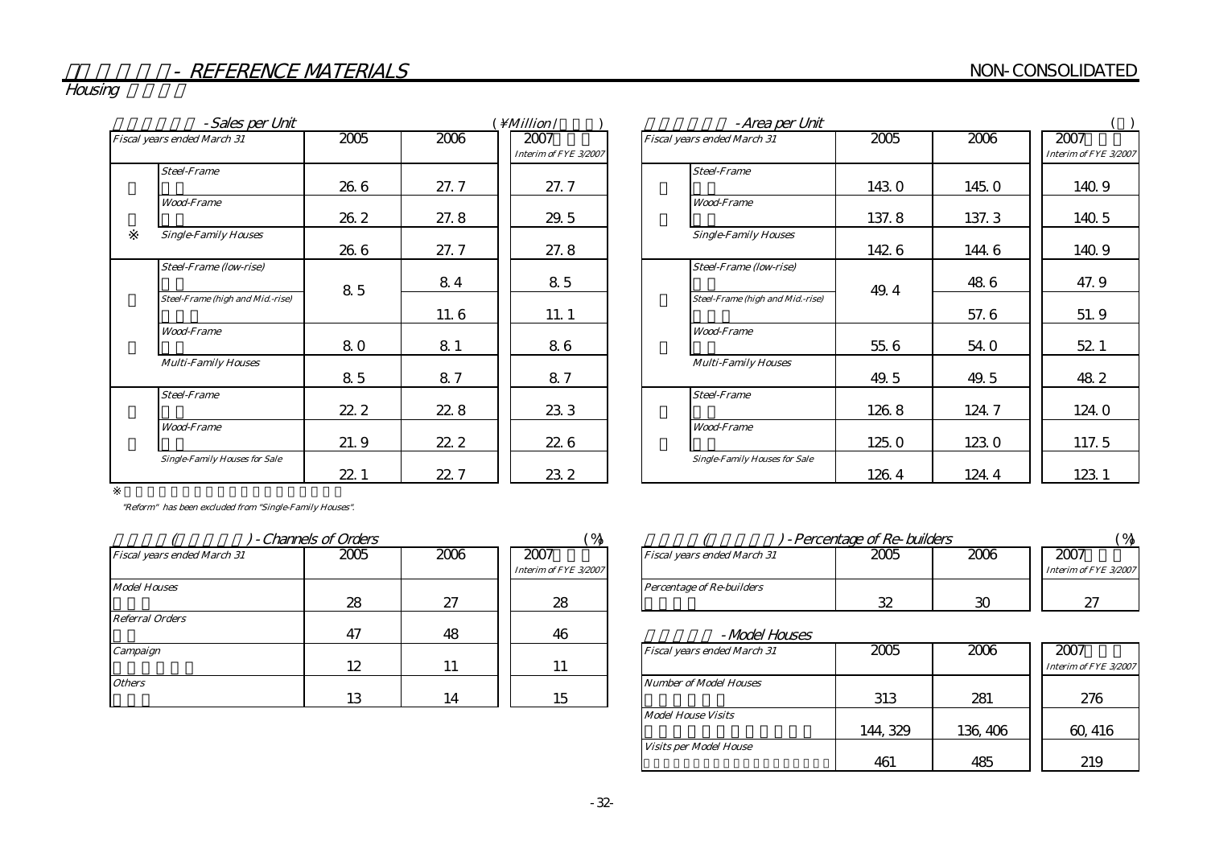# - REFERENCE MATERIALS

NON-CONSOLIDATED

## Housing

### - Sales per Unit

(¥Million / )

| Fiscal years ended March 31 | | 2005 | 2006 | 2007 Interim of FYE 3/2007 |
|---|---|---|---|---|
| | Steel-Frame | 26.6 | 27.7 | 27.7 |
| | Wood-Frame | 26.2 | 27.8 | 29.5 |
| ※ | Single-Family Houses | 26.6 | 27.7 | 27.8 |
| | Steel-Frame (low-rise) | 8.5 | 8.4 | 8.5 |
| | Steel-Frame (high and Mid.-rise) | | 11.6 | 11.1 |
| | Wood-Frame | 8.0 | 8.1 | 8.6 |
| | Multi-Family Houses | 8.5 | 8.7 | 8.7 |
| | Steel-Frame | 22.2 | 22.8 | 23.3 |
| | Wood-Frame | 21.9 | 22.2 | 22.6 |
| | Single-Family Houses for Sale | 22.1 | 22.7 | 23.2 |

※ "Reform" has been excluded from "Single-Family Houses".

### - Area per Unit

| Fiscal years ended March 31 | | 2005 | 2006 | 2007 Interim of FYE 3/2007 |
|---|---|---|---|---|
| | Steel-Frame | 143.0 | 145.0 | 140.9 |
| | Wood-Frame | 137.8 | 137.3 | 140.5 |
| | Single-Family Houses | 142.6 | 144.6 | 140.9 |
| | Steel-Frame (low-rise) | 49.4 | 48.6 | 47.9 |
| | Steel-Frame (high and Mid.-rise) | | 57.6 | 51.9 |
| | Wood-Frame | 55.6 | 54.0 | 52.1 |
| | Multi-Family Houses | 49.5 | 49.5 | 48.2 |
| | Steel-Frame | 126.8 | 124.7 | 124.0 |
| | Wood-Frame | 125.0 | 123.0 | 117.5 |
| | Single-Family Houses for Sale | 126.4 | 124.4 | 123.1 |

### ( ) - Channels of Orders

(%)

| Fiscal years ended March 31 | 2005 | 2006 | 2007 Interim of FYE 3/2007 |
|---|---|---|---|
| Model Houses | 28 | 27 | 28 |
| Referral Orders | 47 | 48 | 46 |
| Campaign | 12 | 11 | 11 |
| Others | 13 | 14 | 15 |

### ( ) - Percentage of Re-builders

(%)

| Fiscal years ended March 31 | 2005 | 2006 | 2007 Interim of FYE 3/2007 |
|---|---|---|---|
| Percentage of Re-builders | 32 | 30 | 27 |

### - Model Houses

| Fiscal years ended March 31 | 2005 | 2006 | 2007 Interim of FYE 3/2007 |
|---|---|---|---|
| Number of Model Houses | 313 | 281 | 276 |
| Model House Visits | 144,329 | 136,406 | 60,416 |
| Visits per Model House | 461 | 485 | 219 |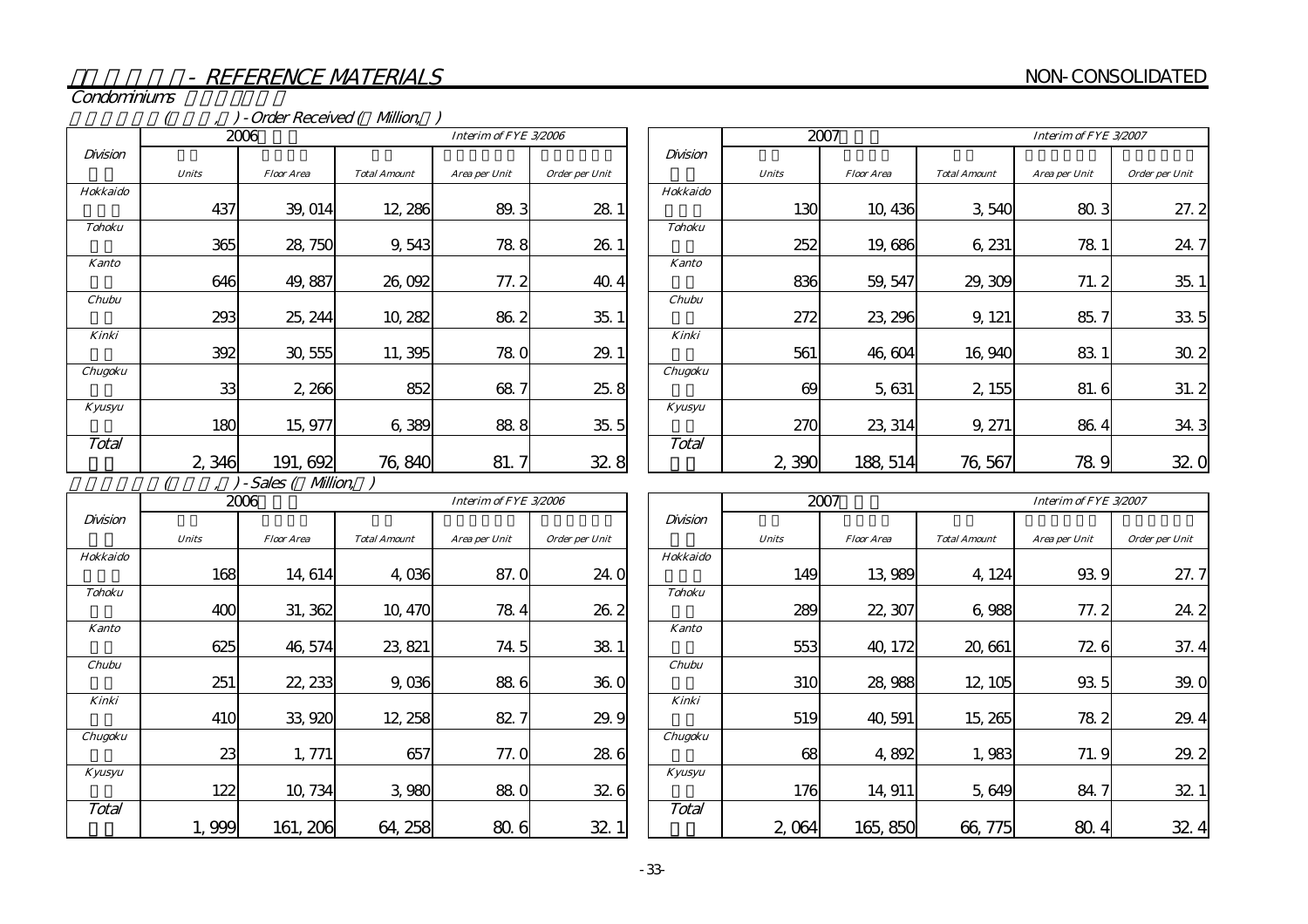# - REFERENCE MATERIALS

NON-CONSOLIDATED

## Condominiums

### ( , ) - Order Received ( Million, )

| Division | 2006 Interim of FYE 3/2006 | | | | |
|---|---|---|---|---|---|
| | Units | Floor Area | Total Amount | Area per Unit | Order per Unit |
| Hokkaido | 437 | 39,014 | 12,286 | 89.3 | 28.1 |
| Tohoku | 365 | 28,750 | 9,543 | 78.8 | 26.1 |
| Kanto | 646 | 49,887 | 26,092 | 77.2 | 40.4 |
| Chubu | 293 | 25,244 | 10,282 | 86.2 | 35.1 |
| Kinki | 392 | 30,555 | 11,395 | 78.0 | 29.1 |
| Chugoku | 33 | 2,266 | 852 | 68.7 | 25.8 |
| Kyusyu | 180 | 15,977 | 6,389 | 88.8 | 35.5 |
| Total | 2,346 | 191,692 | 76,840 | 81.7 | 32.8 |

| Division | 2007 Interim of FYE 3/2007 | | | | |
|---|---|---|---|---|---|
| | Units | Floor Area | Total Amount | Area per Unit | Order per Unit |
| Hokkaido | 130 | 10,436 | 3,540 | 80.3 | 27.2 |
| Tohoku | 252 | 19,686 | 6,231 | 78.1 | 24.7 |
| Kanto | 836 | 59,547 | 29,309 | 71.2 | 35.1 |
| Chubu | 272 | 23,296 | 9,121 | 85.7 | 33.5 |
| Kinki | 561 | 46,604 | 16,940 | 83.1 | 30.2 |
| Chugoku | 69 | 5,631 | 2,155 | 81.6 | 31.2 |
| Kyusyu | 270 | 23,314 | 9,271 | 86.4 | 34.3 |
| Total | 2,390 | 188,514 | 76,567 | 78.9 | 32.0 |

### ( , ) - Sales ( Million, )

| Division | 2006 Interim of FYE 3/2006 | | | | |
|---|---|---|---|---|---|
| | Units | Floor Area | Total Amount | Area per Unit | Order per Unit |
| Hokkaido | 168 | 14,614 | 4,036 | 87.0 | 24.0 |
| Tohoku | 400 | 31,362 | 10,470 | 78.4 | 26.2 |
| Kanto | 625 | 46,574 | 23,821 | 74.5 | 38.1 |
| Chubu | 251 | 22,233 | 9,036 | 88.6 | 36.0 |
| Kinki | 410 | 33,920 | 12,258 | 82.7 | 29.9 |
| Chugoku | 23 | 1,771 | 657 | 77.0 | 28.6 |
| Kyusyu | 122 | 10,734 | 3,980 | 88.0 | 32.6 |
| Total | 1,999 | 161,206 | 64,258 | 80.6 | 32.1 |

| Division | 2007 Interim of FYE 3/2007 | | | | |
|---|---|---|---|---|---|
| | Units | Floor Area | Total Amount | Area per Unit | Order per Unit |
| Hokkaido | 149 | 13,989 | 4,124 | 93.9 | 27.7 |
| Tohoku | 289 | 22,307 | 6,988 | 77.2 | 24.2 |
| Kanto | 553 | 40,172 | 20,661 | 72.6 | 37.4 |
| Chubu | 310 | 28,988 | 12,105 | 93.5 | 39.0 |
| Kinki | 519 | 40,591 | 15,265 | 78.2 | 29.4 |
| Chugoku | 68 | 4,892 | 1,983 | 71.9 | 29.2 |
| Kyusyu | 176 | 14,911 | 5,649 | 84.7 | 32.1 |
| Total | 2,064 | 165,850 | 66,775 | 80.4 | 32.4 |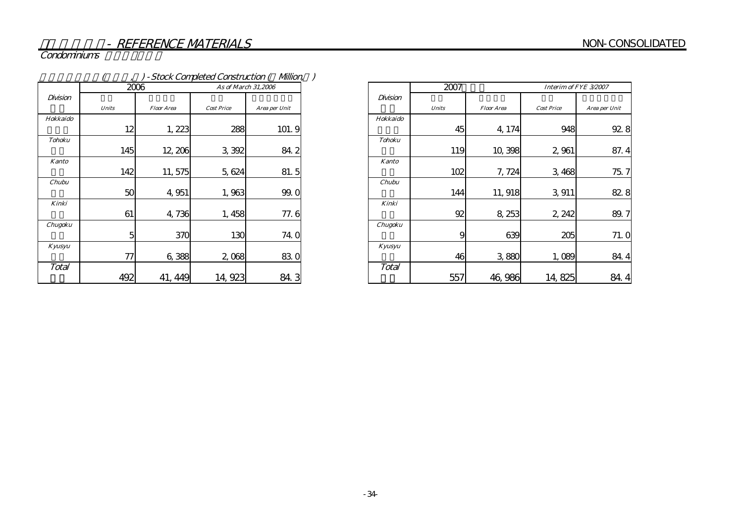# - REFERENCE MATERIALS

NON-CONSOLIDATED

Condominiums

( , ) - Stock Completed Construction ( Million, )

| Division | 2006 | | As of March 31,2006 | |
|---|---|---|---|---|
| | Units | Floor Area | Cost Price | Area per Unit |
| Hokkaido | 12 | 1, 223 | 288 | 101. 9 |
| Tohoku | 145 | 12, 206 | 3, 392 | 84. 2 |
| Kanto | 142 | 11, 575 | 5, 624 | 81. 5 |
| Chubu | 50 | 4, 951 | 1, 963 | 99. 0 |
| Kinki | 61 | 4, 736 | 1, 458 | 77. 6 |
| Chugoku | 5 | 370 | 130 | 74. 0 |
| Kyusyu | 77 | 6, 388 | 2, 068 | 83. 0 |
| Total | 492 | 41, 449 | 14, 923 | 84. 3 |

| Division | 2007 | | Interim of FYE 3/2007 | |
|---|---|---|---|---|
| | Units | Floor Area | Cost Price | Area per Unit |
| Hokkaido | 45 | 4, 174 | 948 | 92. 8 |
| Tohoku | 119 | 10, 398 | 2, 961 | 87. 4 |
| Kanto | 102 | 7, 724 | 3, 468 | 75. 7 |
| Chubu | 144 | 11, 918 | 3, 911 | 82. 8 |
| Kinki | 92 | 8, 253 | 2, 242 | 89. 7 |
| Chugoku | 9 | 639 | 205 | 71. 0 |
| Kyusyu | 46 | 3, 880 | 1, 089 | 84. 4 |
| Total | 557 | 46, 986 | 14, 825 | 84. 4 |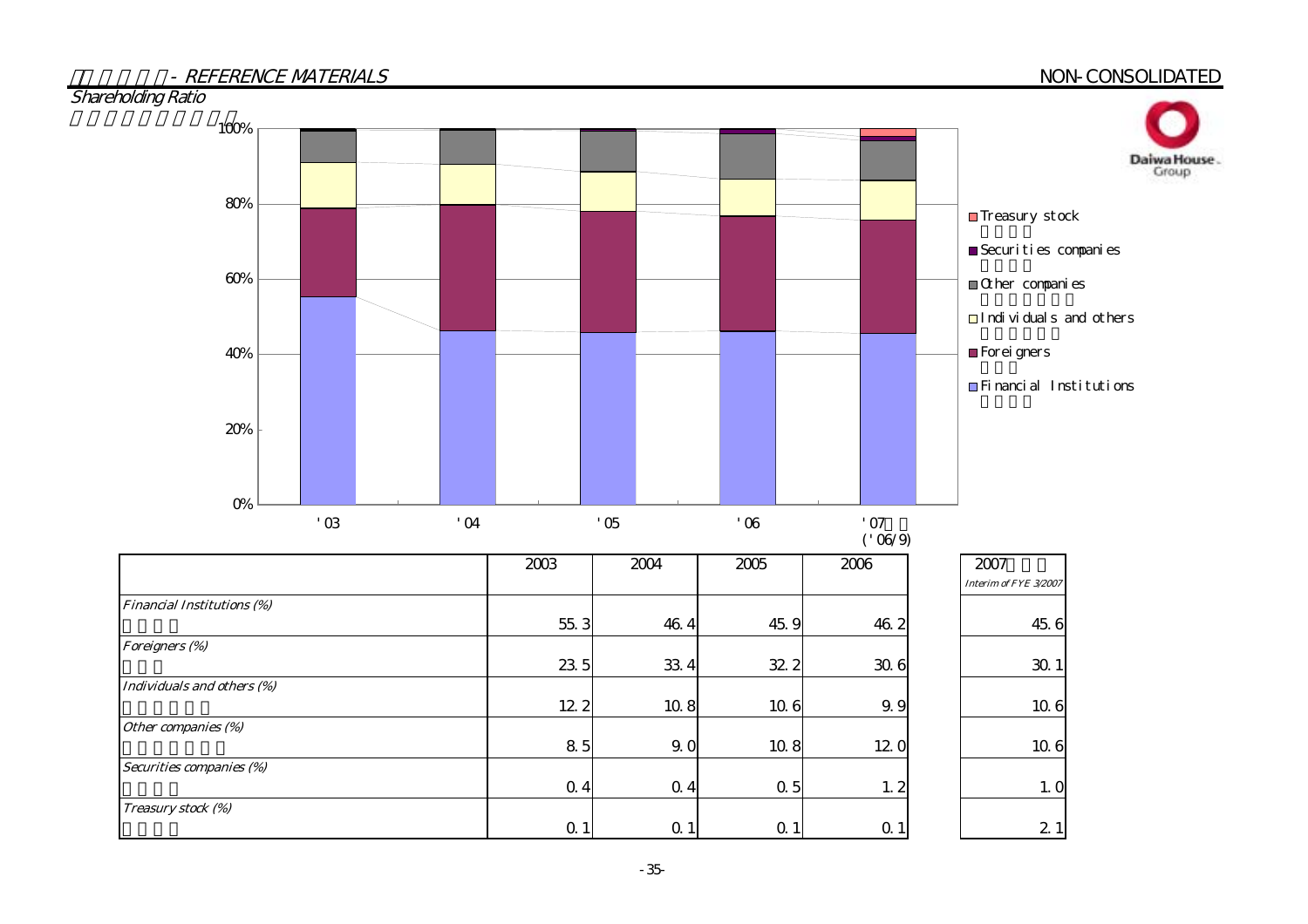## Shareholding Ratio

| | 2003 | 2004 | 2005 | 2006 | 2007 Interim of FYE 3/2007 |
|---|---|---|---|---|---|
| Financial Institutions (%) | 55.3 | 46.4 | 45.9 | 46.2 | 45.6 |
| Foreigners (%) | 23.5 | 33.4 | 32.2 | 30.6 | 30.1 |
| Individuals and others (%) | 12.2 | 10.8 | 10.6 | 9.9 | 10.6 |
| Other companies (%) | 8.5 | 9.0 | 10.8 | 12.0 | 10.6 |
| Securities companies (%) | 0.4 | 0.4 | 0.5 | 1.2 | 1.0 |
| Treasury stock (%) | 0.1 | 0.1 | 0.1 | 0.1 | 2.1 |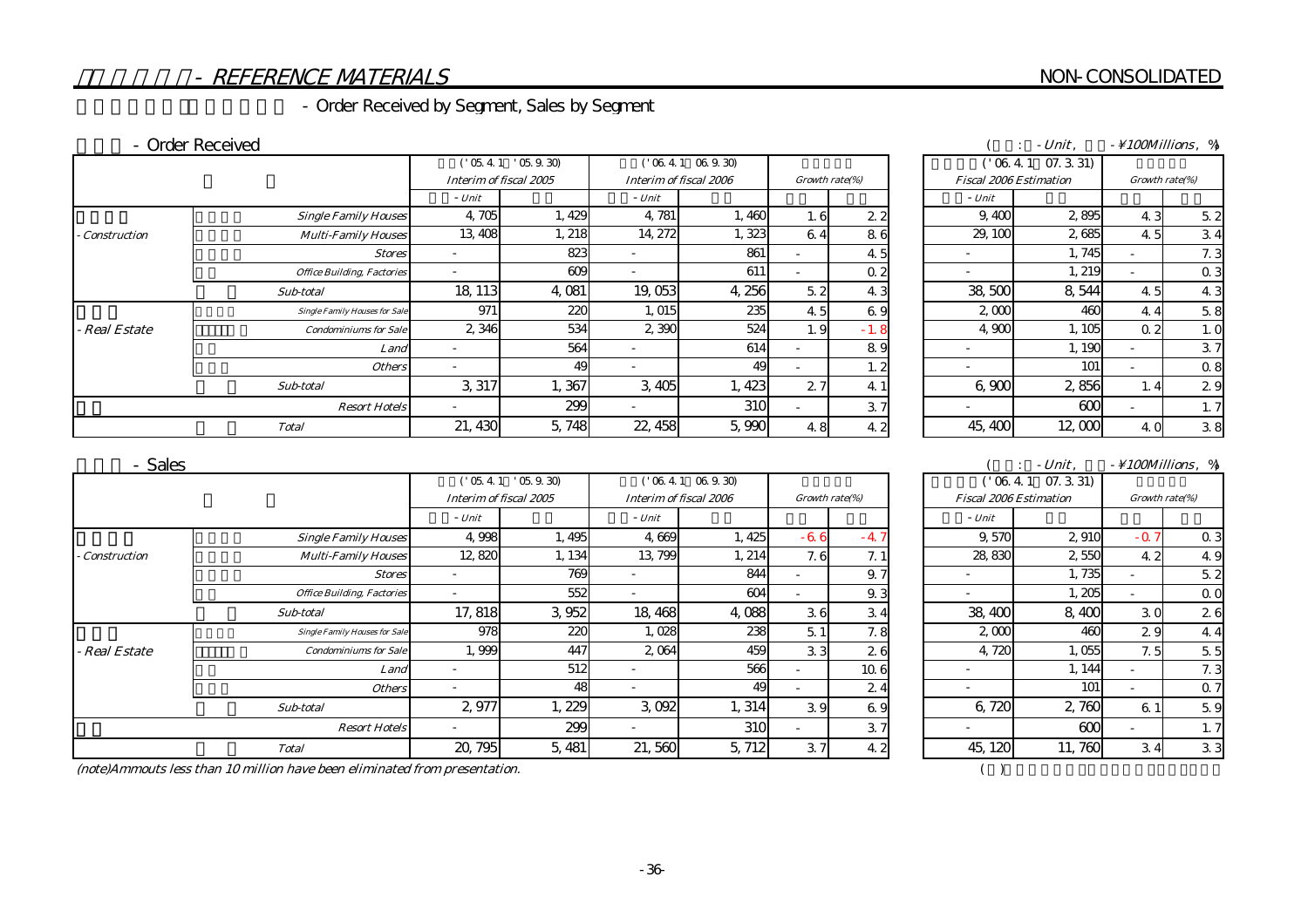# - REFERENCE MATERIALS

NON-CONSOLIDATED

## - Order Received by Segment, Sales by Segment

### - Order Received

( : - Unit, - ¥100Millions, %)

| | | ('05.4.1 '05.9.30) Interim of fiscal 2005 | | ('06.4.1 06.9.30) Interim of fiscal 2006 | | Growth rate(%) | | ('06.4.1 07.3.31) Fiscal 2006 Estimation | | Growth rate(%) | |
|---|---|---|---|---|---|---|---|---|---|---|---|
| | | - Unit | | - Unit | | | | - Unit | | | |
| - Construction | *Single Family Houses* | 4,705 | 1,429 | 4,781 | 1,460 | 1.6 | 2.2 | 9,400 | 2,895 | 4.3 | 5.2 |
| | *Multi-Family Houses* | 13,408 | 1,218 | 14,272 | 1,323 | 6.4 | 8.6 | 29,100 | 2,685 | 4.5 | 3.4 |
| | *Stores* | - | 823 | - | 861 | - | 4.5 | - | 1,745 | - | 7.3 |
| | *Office Building, Factories* | - | 609 | - | 611 | - | 0.2 | - | 1,219 | - | 0.3 |
| | *Sub-total* | 18,113 | 4,081 | 19,053 | 4,256 | 5.2 | 4.3 | 38,500 | 8,544 | 4.5 | 4.3 |
| - Real Estate | *Single Family Houses for Sale* | 971 | 220 | 1,015 | 235 | 4.5 | 6.9 | 2,000 | 460 | 4.4 | 5.8 |
| | *Condominiums for Sale* | 2,346 | 534 | 2,390 | 524 | 1.9 | -1.8 | 4,900 | 1,105 | 0.2 | 1.0 |
| | *Land* | - | 564 | - | 614 | - | 8.9 | - | 1,190 | - | 3.7 |
| | *Others* | - | 49 | - | 49 | - | 1.2 | - | 101 | - | 0.8 |
| | *Sub-total* | 3,317 | 1,367 | 3,405 | 1,423 | 2.7 | 4.1 | 6,900 | 2,856 | 1.4 | 2.9 |
| | *Resort Hotels* | - | 299 | - | 310 | - | 3.7 | - | 600 | - | 1.7 |
| | *Total* | 21,430 | 5,748 | 22,458 | 5,990 | 4.8 | 4.2 | 45,400 | 12,000 | 4.0 | 3.8 |

### - Sales

( : - Unit, - ¥100Millions, %)

| | | ('05.4.1 '05.9.30) Interim of fiscal 2005 | | ('06.4.1 06.9.30) Interim of fiscal 2006 | | Growth rate(%) | | ('06.4.1 07.3.31) Fiscal 2006 Estimation | | Growth rate(%) | |
|---|---|---|---|---|---|---|---|---|---|---|---|
| | | - Unit | | - Unit | | | | - Unit | | | |
| - Construction | *Single Family Houses* | 4,998 | 1,495 | 4,669 | 1,425 | -6.6 | -4.7 | 9,570 | 2,910 | -0.7 | 0.3 |
| | *Multi-Family Houses* | 12,820 | 1,134 | 13,799 | 1,214 | 7.6 | 7.1 | 28,830 | 2,550 | 4.2 | 4.9 |
| | *Stores* | - | 769 | - | 844 | - | 9.7 | - | 1,735 | - | 5.2 |
| | *Office Building, Factories* | - | 552 | - | 604 | - | 9.3 | - | 1,205 | - | 0.0 |
| | *Sub-total* | 17,818 | 3,952 | 18,468 | 4,088 | 3.6 | 3.4 | 38,400 | 8,400 | 3.0 | 2.6 |
| - Real Estate | *Single Family Houses for Sale* | 978 | 220 | 1,028 | 238 | 5.1 | 7.8 | 2,000 | 460 | 2.9 | 4.4 |
| | *Condominiums for Sale* | 1,999 | 447 | 2,064 | 459 | 3.3 | 2.6 | 4,720 | 1,055 | 7.5 | 5.5 |
| | *Land* | - | 512 | - | 566 | - | 10.6 | - | 1,144 | - | 7.3 |
| | *Others* | - | 48 | - | 49 | - | 2.4 | - | 101 | - | 0.7 |
| | *Sub-total* | 2,977 | 1,229 | 3,092 | 1,314 | 3.9 | 6.9 | 6,720 | 2,760 | 6.1 | 5.9 |
| | *Resort Hotels* | - | 299 | - | 310 | - | 3.7 | - | 600 | - | 1.7 |
| | *Total* | 20,795 | 5,481 | 21,560 | 5,712 | 3.7 | 4.2 | 45,120 | 11,760 | 3.4 | 3.3 |

*(note)Ammounts less than 10 million have been eliminated from presentation.*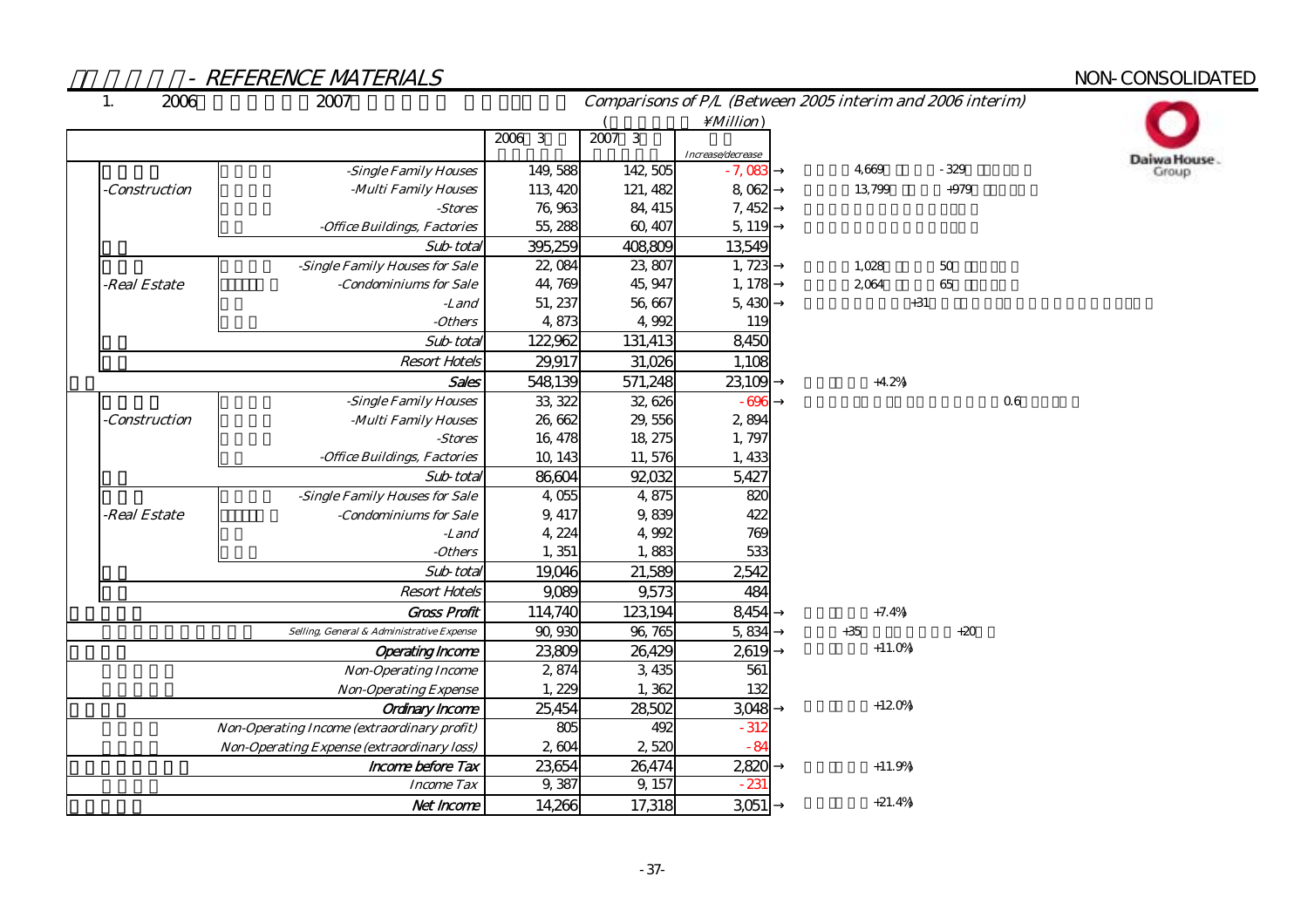# - REFERENCE MATERIALS

NON-CONSOLIDATED

## 1. 2006 2007 Comparisons of P/L (Between 2005 interim and 2006 interim)

(¥Million)

| | | 2006 3 | 2007 3 | Increase/decrease | |
|---|---|---|---|---|---|
| -Construction | -Single Family Houses | 149,588 | 142,505 | -7,083 | → 4,669 -329 |
| | -Multi Family Houses | 113,420 | 121,482 | 8,062 | → 13,799 +979 |
| | -Stores | 76,963 | 84,415 | 7,452 | → |
| | -Office Buildings, Factories | 55,288 | 60,407 | 5,119 | → |
| | Sub-total | 395,259 | 408,809 | 13,549 | |
| -Real Estate | -Single Family Houses for Sale | 22,084 | 23,807 | 1,723 | → 1,028 50 |
| | -Condominiums for Sale | 44,769 | 45,947 | 1,178 | → 2,064 65 |
| | -Land | 51,237 | 56,667 | 5,430 | → +31 |
| | -Others | 4,873 | 4,992 | 119 | |
| | Sub-total | 122,962 | 131,413 | 8,450 | |
| | Resort Hotels | 29,917 | 31,026 | 1,108 | |
| | Sales | 548,139 | 571,248 | 23,109 | → +4.2% |
| -Construction | -Single Family Houses | 33,322 | 32,626 | -696 | → 0.6 |
| | -Multi Family Houses | 26,662 | 29,556 | 2,894 | |
| | -Stores | 16,478 | 18,275 | 1,797 | |
| | -Office Buildings, Factories | 10,143 | 11,576 | 1,433 | |
| | Sub-total | 86,604 | 92,032 | 5,427 | |
| -Real Estate | -Single Family Houses for Sale | 4,055 | 4,875 | 820 | |
| | -Condominiums for Sale | 9,417 | 9,839 | 422 | |
| | -Land | 4,224 | 4,992 | 769 | |
| | -Others | 1,351 | 1,883 | 533 | |
| | Sub-total | 19,046 | 21,589 | 2,542 | |
| | Resort Hotels | 9,089 | 9,573 | 484 | |
| | Gross Profit | 114,740 | 123,194 | 8,454 | → +7.4% |
| | Selling, General & Administrative Expense | 90,930 | 96,765 | 5,834 | → +35 +20 |
| | Operating Income | 23,809 | 26,429 | 2,619 | → +11.0% |
| | Non-Operating Income | 2,874 | 3,435 | 561 | |
| | Non-Operating Expense | 1,229 | 1,362 | 132 | |
| | Ordinary Income | 25,454 | 28,502 | 3,048 | → +12.0% |
| | Non-Operating Income (extraordinary profit) | 805 | 492 | -312 | |
| | Non-Operating Expense (extraordinary loss) | 2,604 | 2,520 | -84 | |
| | Income before Tax | 23,654 | 26,474 | 2,820 | → +11.9% |
| | Income Tax | 9,387 | 9,157 | -231 | |
| | Net Income | 14,266 | 17,318 | 3,051 | → +21.4% |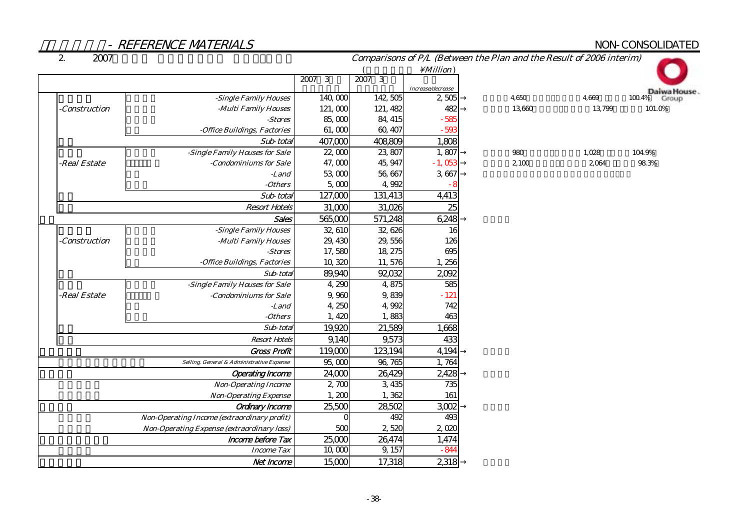## - REFERENCE MATERIALS

NON-CONSOLIDATED

### 2. 2007 Comparisons of P/L (Between the Plan and the Result of 2006 interim)

| | | 2007 3 | 2007 3 | Increase/decrease | |
|---|---|---|---|---|---|
| | | | | ¥Million | |
| -Construction | -Single Family Houses | 140,000 | 142,505 | 2,505 | → 4,650 4,669 100.4% |
| | -Multi Family Houses | 121,000 | 121,482 | 482 | → 13,660 13,799 101.0% |
| | -Stores | 85,000 | 84,415 | -585 | |
| | -Office Buildings, Factories | 61,000 | 60,407 | -593 | |
| | Sub-total | 407,000 | 408,809 | 1,808 | |
| -Real Estate | -Single Family Houses for Sale | 22,000 | 23,807 | 1,807 | → 980 1,028 104.9% |
| | -Condominiums for Sale | 47,000 | 45,947 | -1,053 | → 2,100 2,064 98.3% |
| | -Land | 53,000 | 56,667 | 3,667 | → |
| | -Others | 5,000 | 4,992 | -8 | |
| | Sub-total | 127,000 | 131,413 | 4,413 | |
| | Resort Hotels | 31,000 | 31,026 | 25 | |
| | **Sales** | 565,000 | 571,248 | 6,248 | → |
| -Construction | -Single Family Houses | 32,610 | 32,626 | 16 | |
| | -Multi Family Houses | 29,430 | 29,556 | 126 | |
| | -Stores | 17,580 | 18,275 | 695 | |
| | -Office Buildings, Factories | 10,320 | 11,576 | 1,256 | |
| | Sub-total | 89,940 | 92,032 | 2,092 | |
| -Real Estate | -Single Family Houses for Sale | 4,290 | 4,875 | 585 | |
| | -Condominiums for Sale | 9,960 | 9,839 | -121 | |
| | -Land | 4,250 | 4,992 | 742 | |
| | -Others | 1,420 | 1,883 | 463 | |
| | Sub-total | 19,920 | 21,589 | 1,668 | |
| | Resort Hotels | 9,140 | 9,573 | 433 | |
| | **Gross Profit** | 119,000 | 123,194 | 4,194 | → |
| | Selling, General & Administrative Expense | 95,000 | 96,765 | 1,764 | |
| | **Operating Income** | 24,000 | 26,429 | 2,428 | → |
| | Non-Operating Income | 2,700 | 3,435 | 735 | |
| | Non-Operating Expense | 1,200 | 1,362 | 161 | |
| | **Ordinary Income** | 25,500 | 28,502 | 3,002 | → |
| | Non-Operating Income (extraordinary profit) | 0 | 492 | 493 | |
| | Non-Operating Expense (extraordinary loss) | 500 | 2,520 | 2,020 | |
| | **Income before Tax** | 25,000 | 26,474 | 1,474 | |
| | Income Tax | 10,000 | 9,157 | -844 | |
| | **Net Income** | 15,000 | 17,318 | 2,318 | → |